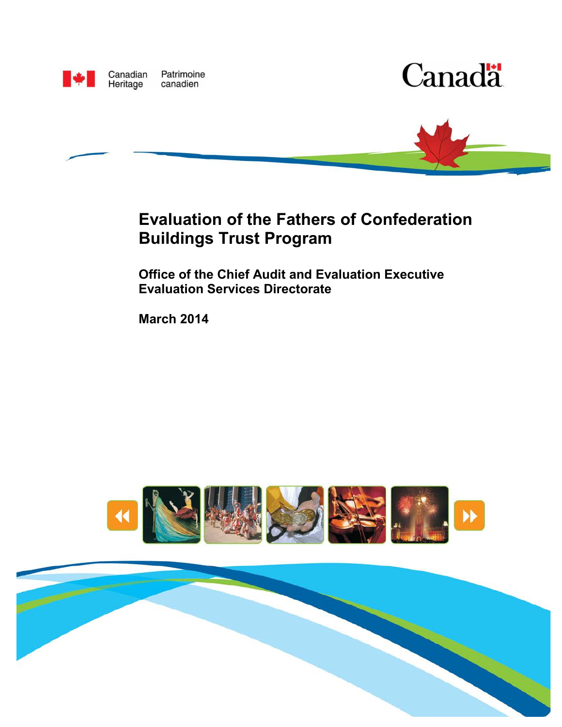Canadian Heritage Patrimoine canadien

Canada

# Evaluation of the Fathers of Confederation Buildings Trust Program

## Office of the Chief Audit and Evaluation Executive
## Evaluation Services Directorate

**March 2014**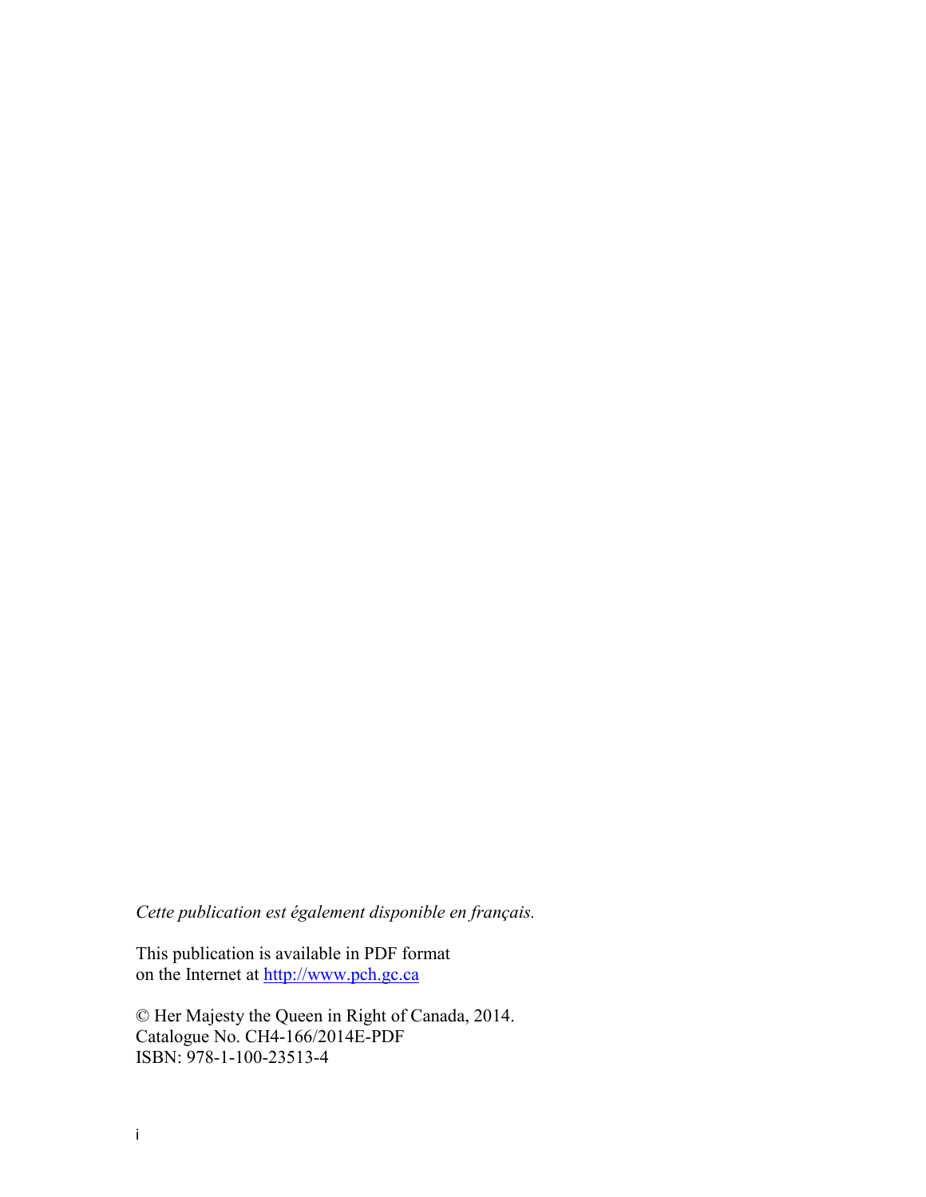*Cette publication est également disponible en français.*

This publication is available in PDF format
on the Internet at [http://www.pch.gc.ca](http://www.pch.gc.ca)

© Her Majesty the Queen in Right of Canada, 2014.
Catalogue No. CH4-166/2014E-PDF
ISBN: 978-1-100-23513-4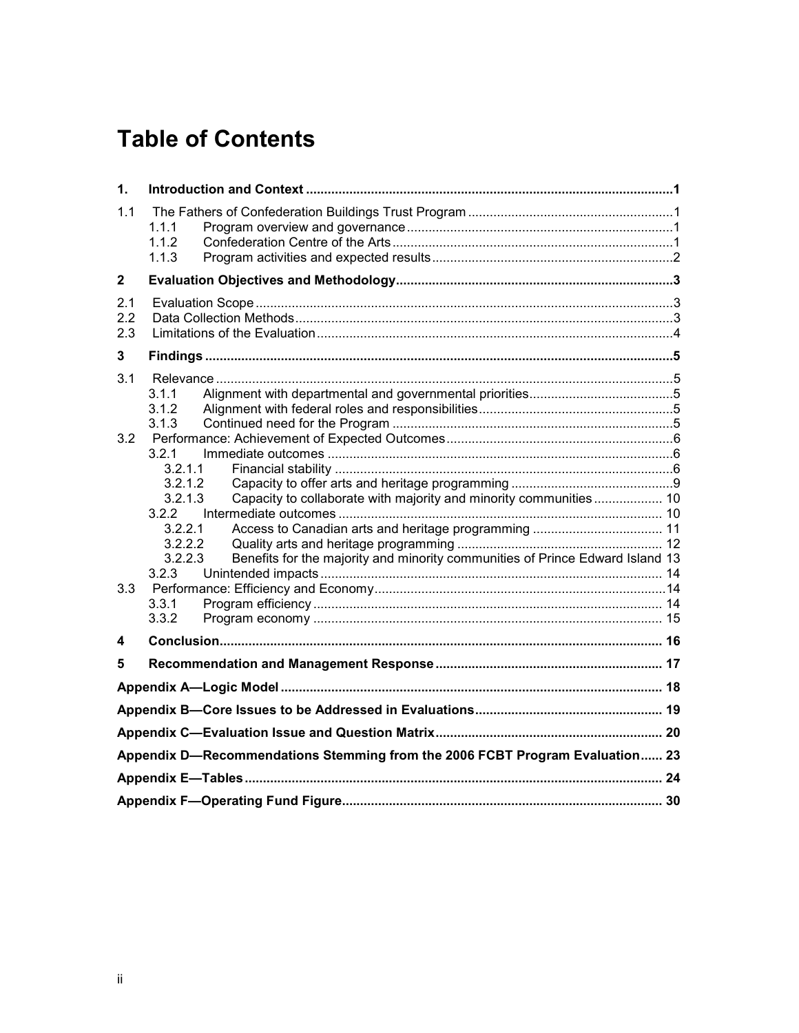# Table of Contents

**1. Introduction and Context** ..... 1

1.1 The Fathers of Confederation Buildings Trust Program ..... 1
- 1.1.1 Program overview and governance ..... 1
- 1.1.2 Confederation Centre of the Arts ..... 1
- 1.1.3 Program activities and expected results ..... 2

**2 Evaluation Objectives and Methodology** ..... 3

2.1 Evaluation Scope ..... 3
2.2 Data Collection Methods ..... 3
2.3 Limitations of the Evaluation ..... 4

**3 Findings** ..... 5

3.1 Relevance ..... 5
- 3.1.1 Alignment with departmental and governmental priorities ..... 5
- 3.1.2 Alignment with federal roles and responsibilities ..... 5
- 3.1.3 Continued need for the Program ..... 5

3.2 Performance: Achievement of Expected Outcomes ..... 6
- 3.2.1 Immediate outcomes ..... 6
  - 3.2.1.1 Financial stability ..... 6
  - 3.2.1.2 Capacity to offer arts and heritage programming ..... 9
  - 3.2.1.3 Capacity to collaborate with majority and minority communities ..... 10
- 3.2.2 Intermediate outcomes ..... 10
  - 3.2.2.1 Access to Canadian arts and heritage programming ..... 11
  - 3.2.2.2 Quality arts and heritage programming ..... 12
  - 3.2.2.3 Benefits for the majority and minority communities of Prince Edward Island ..... 13
- 3.2.3 Unintended impacts ..... 14

3.3 Performance: Efficiency and Economy ..... 14
- 3.3.1 Program efficiency ..... 14
- 3.3.2 Program economy ..... 15

**4 Conclusion** ..... 16

**5 Recommendation and Management Response** ..... 17

**Appendix A—Logic Model** ..... 18

**Appendix B—Core Issues to be Addressed in Evaluations** ..... 19

**Appendix C—Evaluation Issue and Question Matrix** ..... 20

**Appendix D—Recommendations Stemming from the 2006 FCBT Program Evaluation** ..... 23

**Appendix E—Tables** ..... 24

**Appendix F—Operating Fund Figure** ..... 30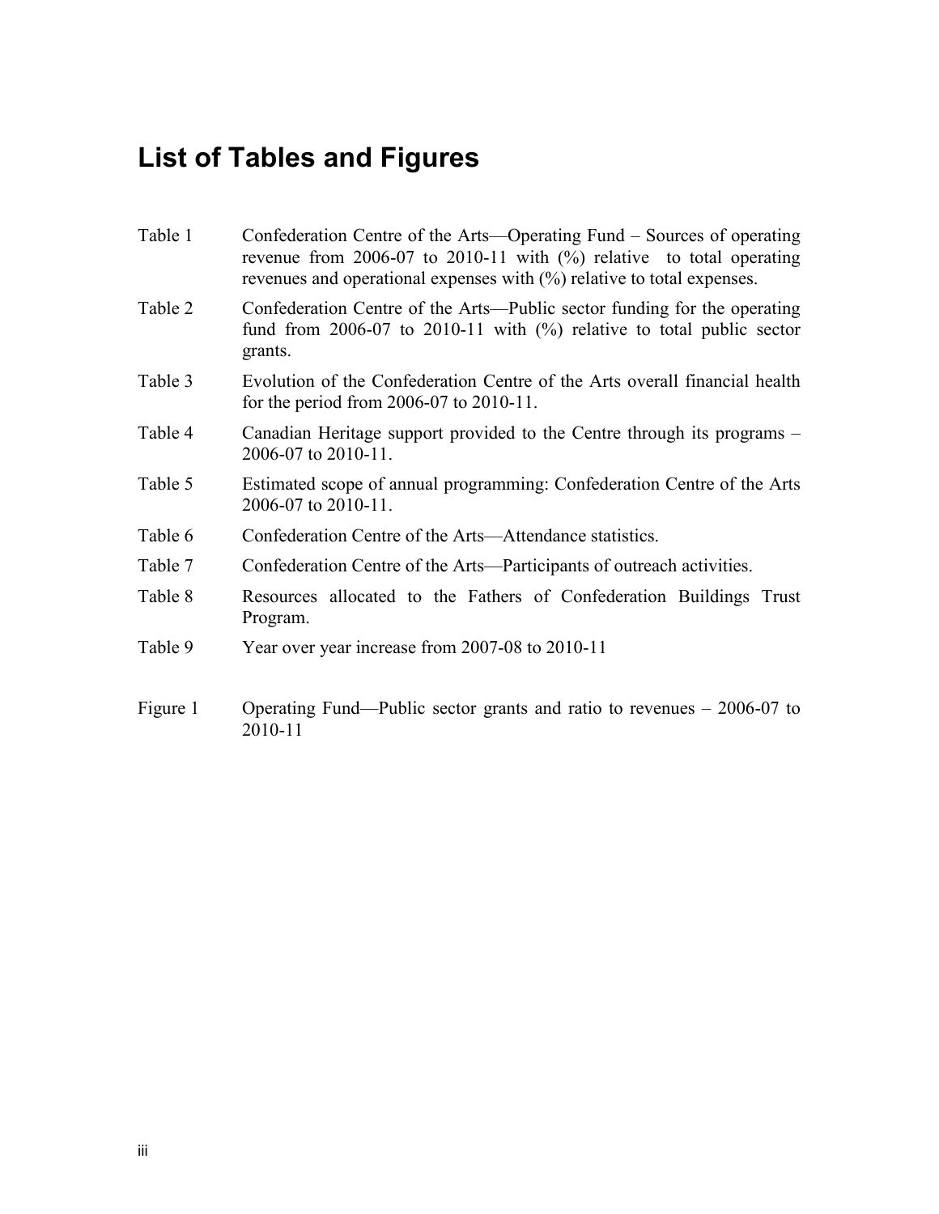# List of Tables and Figures

| | |
|---|---|
| Table 1 | Confederation Centre of the Arts—Operating Fund – Sources of operating revenue from 2006-07 to 2010-11 with (%) relative to total operating revenues and operational expenses with (%) relative to total expenses. |
| Table 2 | Confederation Centre of the Arts—Public sector funding for the operating fund from 2006-07 to 2010-11 with (%) relative to total public sector grants. |
| Table 3 | Evolution of the Confederation Centre of the Arts overall financial health for the period from 2006-07 to 2010-11. |
| Table 4 | Canadian Heritage support provided to the Centre through its programs – 2006-07 to 2010-11. |
| Table 5 | Estimated scope of annual programming: Confederation Centre of the Arts 2006-07 to 2010-11. |
| Table 6 | Confederation Centre of the Arts—Attendance statistics. |
| Table 7 | Confederation Centre of the Arts—Participants of outreach activities. |
| Table 8 | Resources allocated to the Fathers of Confederation Buildings Trust Program. |
| Table 9 | Year over year increase from 2007-08 to 2010-11 |
| Figure 1 | Operating Fund—Public sector grants and ratio to revenues – 2006-07 to 2010-11 |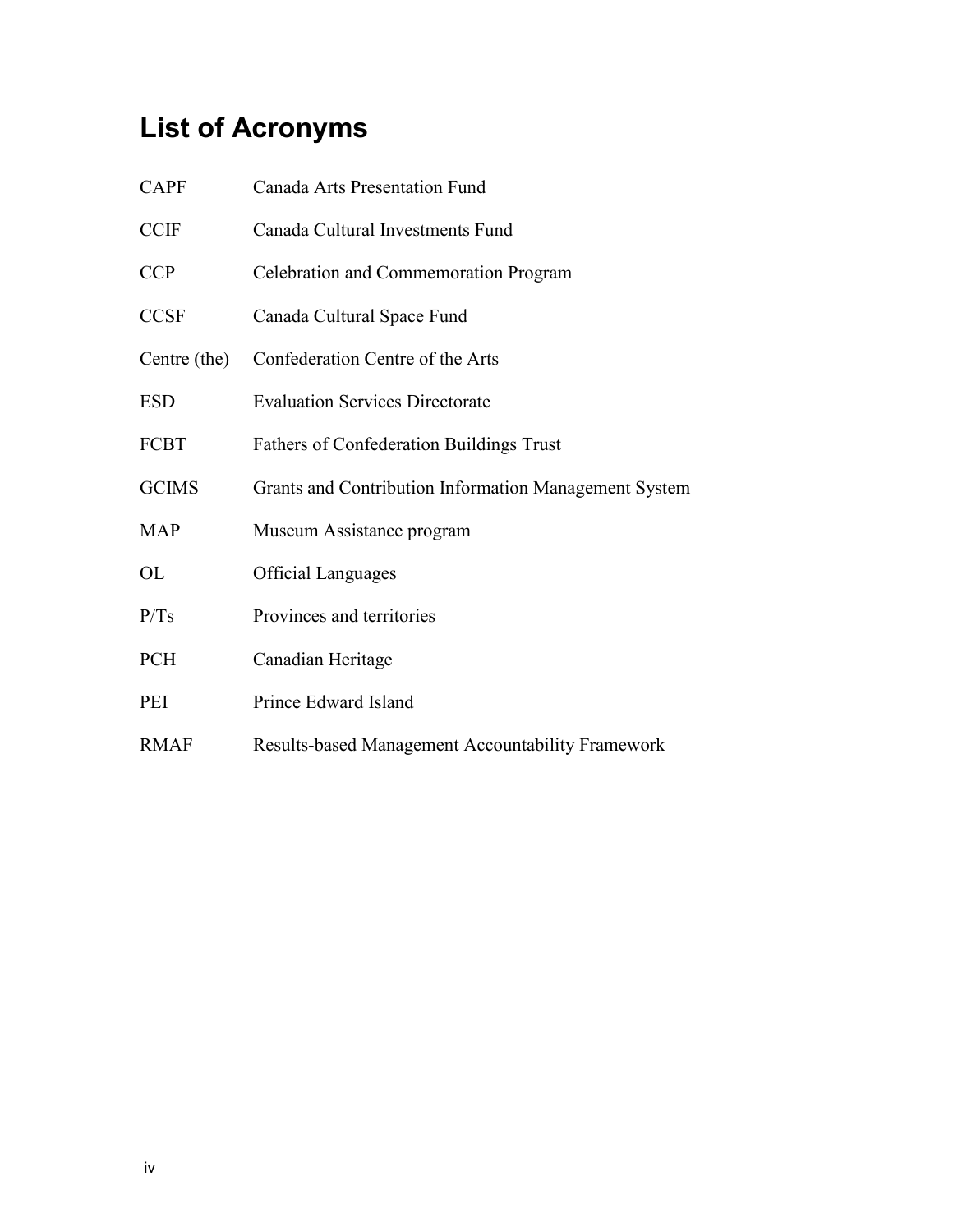# List of Acronyms

| | |
|---|---|
| CAPF | Canada Arts Presentation Fund |
| CCIF | Canada Cultural Investments Fund |
| CCP | Celebration and Commemoration Program |
| CCSF | Canada Cultural Space Fund |
| Centre (the) | Confederation Centre of the Arts |
| ESD | Evaluation Services Directorate |
| FCBT | Fathers of Confederation Buildings Trust |
| GCIMS | Grants and Contribution Information Management System |
| MAP | Museum Assistance program |
| OL | Official Languages |
| P/Ts | Provinces and territories |
| PCH | Canadian Heritage |
| PEI | Prince Edward Island |
| RMAF | Results-based Management Accountability Framework |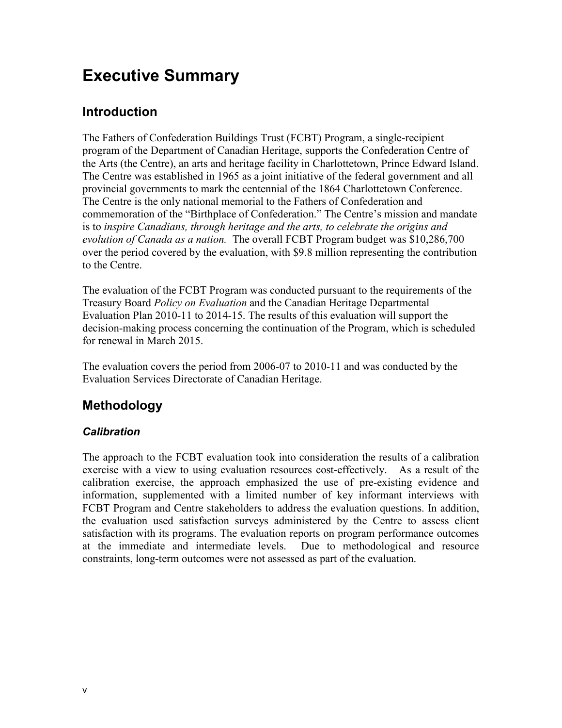# Executive Summary

## Introduction

The Fathers of Confederation Buildings Trust (FCBT) Program, a single-recipient program of the Department of Canadian Heritage, supports the Confederation Centre of the Arts (the Centre), an arts and heritage facility in Charlottetown, Prince Edward Island. The Centre was established in 1965 as a joint initiative of the federal government and all provincial governments to mark the centennial of the 1864 Charlottetown Conference. The Centre is the only national memorial to the Fathers of Confederation and commemoration of the "Birthplace of Confederation." The Centre's mission and mandate is to *inspire Canadians, through heritage and the arts, to celebrate the origins and evolution of Canada as a nation.* The overall FCBT Program budget was $10,286,700 over the period covered by the evaluation, with $9.8 million representing the contribution to the Centre.

The evaluation of the FCBT Program was conducted pursuant to the requirements of the Treasury Board *Policy on Evaluation* and the Canadian Heritage Departmental Evaluation Plan 2010-11 to 2014-15. The results of this evaluation will support the decision-making process concerning the continuation of the Program, which is scheduled for renewal in March 2015.

The evaluation covers the period from 2006-07 to 2010-11 and was conducted by the Evaluation Services Directorate of Canadian Heritage.

## Methodology

### *Calibration*

The approach to the FCBT evaluation took into consideration the results of a calibration exercise with a view to using evaluation resources cost-effectively. As a result of the calibration exercise, the approach emphasized the use of pre-existing evidence and information, supplemented with a limited number of key informant interviews with FCBT Program and Centre stakeholders to address the evaluation questions. In addition, the evaluation used satisfaction surveys administered by the Centre to assess client satisfaction with its programs. The evaluation reports on program performance outcomes at the immediate and intermediate levels. Due to methodological and resource constraints, long-term outcomes were not assessed as part of the evaluation.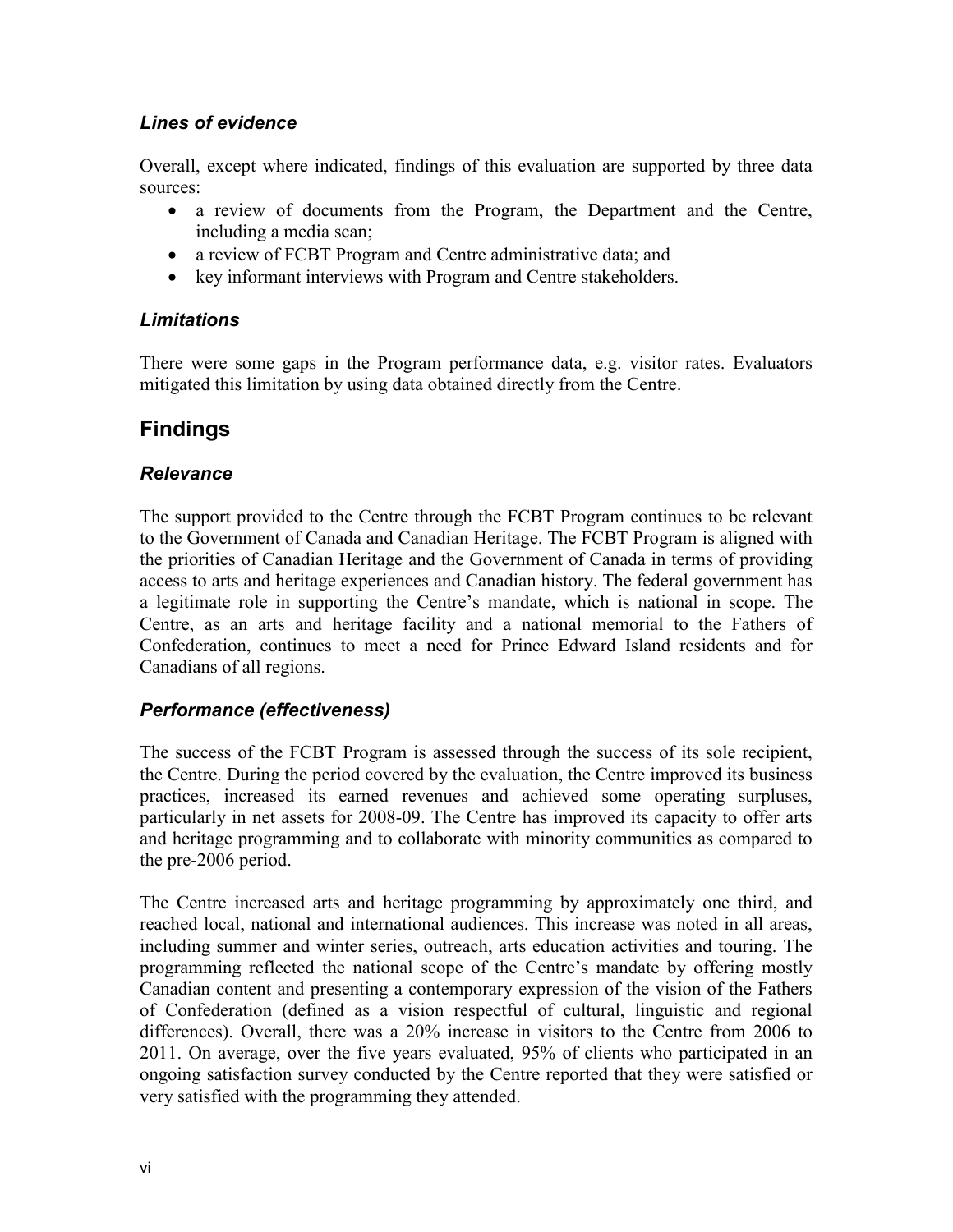### *Lines of evidence*

Overall, except where indicated, findings of this evaluation are supported by three data sources:

- a review of documents from the Program, the Department and the Centre, including a media scan;
- a review of FCBT Program and Centre administrative data; and
- key informant interviews with Program and Centre stakeholders.

### *Limitations*

There were some gaps in the Program performance data, e.g. visitor rates. Evaluators mitigated this limitation by using data obtained directly from the Centre.

## Findings

### *Relevance*

The support provided to the Centre through the FCBT Program continues to be relevant to the Government of Canada and Canadian Heritage. The FCBT Program is aligned with the priorities of Canadian Heritage and the Government of Canada in terms of providing access to arts and heritage experiences and Canadian history. The federal government has a legitimate role in supporting the Centre's mandate, which is national in scope. The Centre, as an arts and heritage facility and a national memorial to the Fathers of Confederation, continues to meet a need for Prince Edward Island residents and for Canadians of all regions.

### *Performance (effectiveness)*

The success of the FCBT Program is assessed through the success of its sole recipient, the Centre. During the period covered by the evaluation, the Centre improved its business practices, increased its earned revenues and achieved some operating surpluses, particularly in net assets for 2008-09. The Centre has improved its capacity to offer arts and heritage programming and to collaborate with minority communities as compared to the pre-2006 period.

The Centre increased arts and heritage programming by approximately one third, and reached local, national and international audiences. This increase was noted in all areas, including summer and winter series, outreach, arts education activities and touring. The programming reflected the national scope of the Centre's mandate by offering mostly Canadian content and presenting a contemporary expression of the vision of the Fathers of Confederation (defined as a vision respectful of cultural, linguistic and regional differences). Overall, there was a 20% increase in visitors to the Centre from 2006 to 2011. On average, over the five years evaluated, 95% of clients who participated in an ongoing satisfaction survey conducted by the Centre reported that they were satisfied or very satisfied with the programming they attended.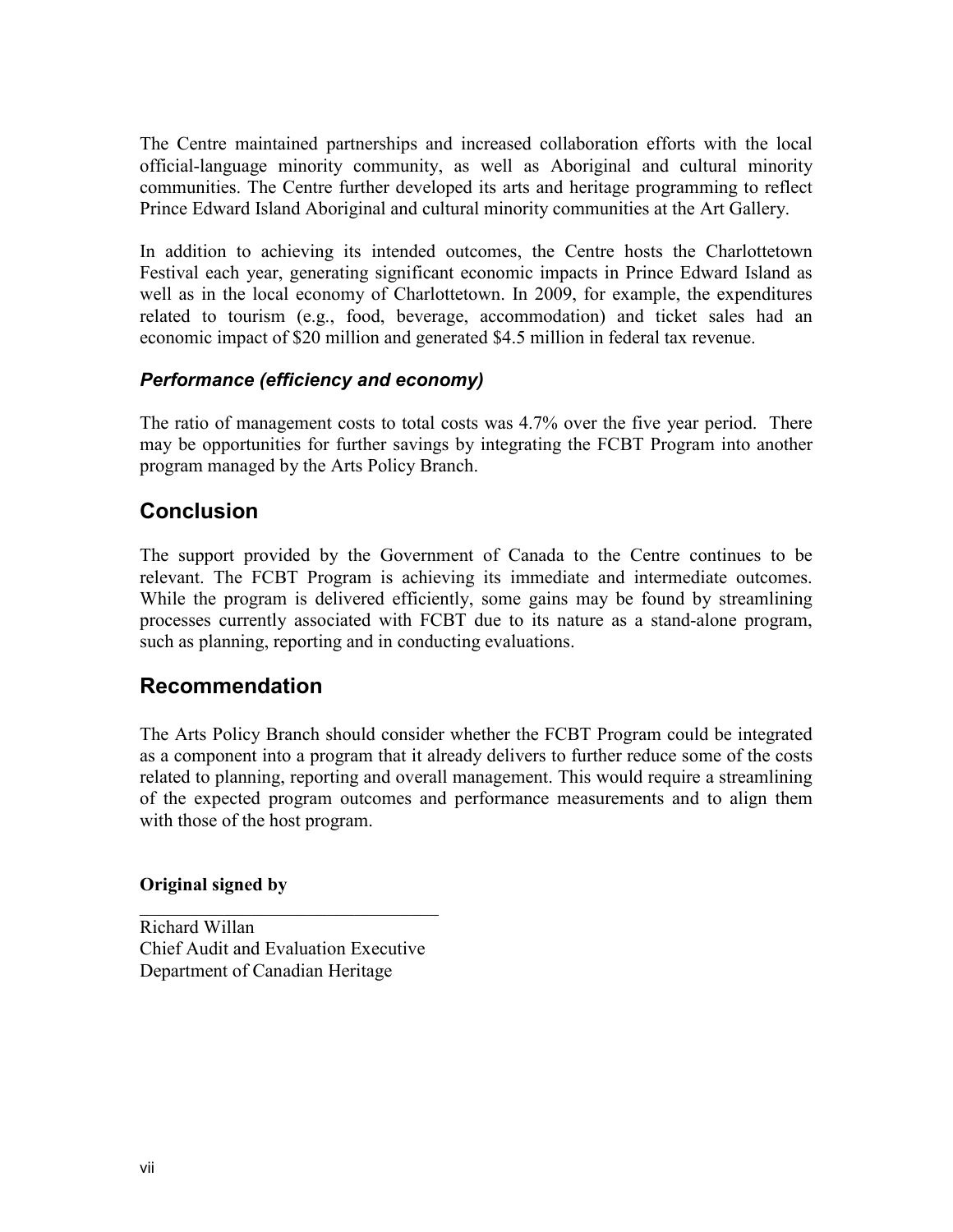The Centre maintained partnerships and increased collaboration efforts with the local official-language minority community, as well as Aboriginal and cultural minority communities. The Centre further developed its arts and heritage programming to reflect Prince Edward Island Aboriginal and cultural minority communities at the Art Gallery.

In addition to achieving its intended outcomes, the Centre hosts the Charlottetown Festival each year, generating significant economic impacts in Prince Edward Island as well as in the local economy of Charlottetown. In 2009, for example, the expenditures related to tourism (e.g., food, beverage, accommodation) and ticket sales had an economic impact of $20 million and generated $4.5 million in federal tax revenue.

### *Performance (efficiency and economy)*

The ratio of management costs to total costs was 4.7% over the five year period. There may be opportunities for further savings by integrating the FCBT Program into another program managed by the Arts Policy Branch.

## Conclusion

The support provided by the Government of Canada to the Centre continues to be relevant. The FCBT Program is achieving its immediate and intermediate outcomes. While the program is delivered efficiently, some gains may be found by streamlining processes currently associated with FCBT due to its nature as a stand-alone program, such as planning, reporting and in conducting evaluations.

## Recommendation

The Arts Policy Branch should consider whether the FCBT Program could be integrated as a component into a program that it already delivers to further reduce some of the costs related to planning, reporting and overall management. This would require a streamlining of the expected program outcomes and performance measurements and to align them with those of the host program.

**Original signed by**

Richard Willan
Chief Audit and Evaluation Executive
Department of Canadian Heritage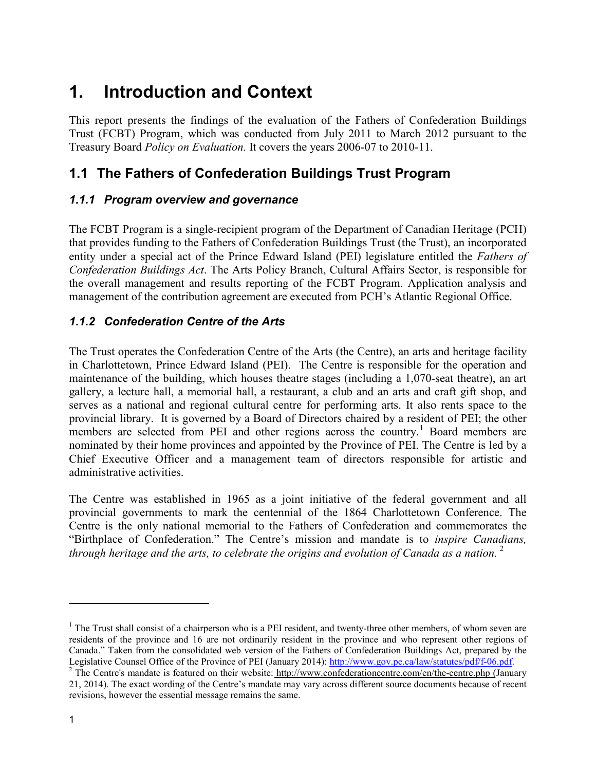# 1. Introduction and Context

This report presents the findings of the evaluation of the Fathers of Confederation Buildings Trust (FCBT) Program, which was conducted from July 2011 to March 2012 pursuant to the Treasury Board *Policy on Evaluation.* It covers the years 2006-07 to 2010-11.

## 1.1 The Fathers of Confederation Buildings Trust Program

### *1.1.1 Program overview and governance*

The FCBT Program is a single-recipient program of the Department of Canadian Heritage (PCH) that provides funding to the Fathers of Confederation Buildings Trust (the Trust), an incorporated entity under a special act of the Prince Edward Island (PEI) legislature entitled the *Fathers of Confederation Buildings Act*. The Arts Policy Branch, Cultural Affairs Sector, is responsible for the overall management and results reporting of the FCBT Program. Application analysis and management of the contribution agreement are executed from PCH's Atlantic Regional Office.

### *1.1.2 Confederation Centre of the Arts*

The Trust operates the Confederation Centre of the Arts (the Centre), an arts and heritage facility in Charlottetown, Prince Edward Island (PEI). The Centre is responsible for the operation and maintenance of the building, which houses theatre stages (including a 1,070-seat theatre), an art gallery, a lecture hall, a memorial hall, a restaurant, a club and an arts and craft gift shop, and serves as a national and regional cultural centre for performing arts. It also rents space to the provincial library. It is governed by a Board of Directors chaired by a resident of PEI; the other members are selected from PEI and other regions across the country.[1] Board members are nominated by their home provinces and appointed by the Province of PEI. The Centre is led by a Chief Executive Officer and a management team of directors responsible for artistic and administrative activities.

The Centre was established in 1965 as a joint initiative of the federal government and all provincial governments to mark the centennial of the 1864 Charlottetown Conference. The Centre is the only national memorial to the Fathers of Confederation and commemorates the "Birthplace of Confederation." The Centre's mission and mandate is to *inspire Canadians, through heritage and the arts, to celebrate the origins and evolution of Canada as a nation.*[2]

---

[1] The Trust shall consist of a chairperson who is a PEI resident, and twenty-three other members, of whom seven are residents of the province and 16 are not ordinarily resident in the province and who represent other regions of Canada." Taken from the consolidated web version of the Fathers of Confederation Buildings Act, prepared by the Legislative Counsel Office of the Province of PEI (January 2014): http://www.gov.pe.ca/law/statutes/pdf/f-06.pdf.

[2] The Centre's mandate is featured on their website: http://www.confederationcentre.com/en/the-centre.php (January 21, 2014). The exact wording of the Centre's mandate may vary across different source documents because of recent revisions, however the essential message remains the same.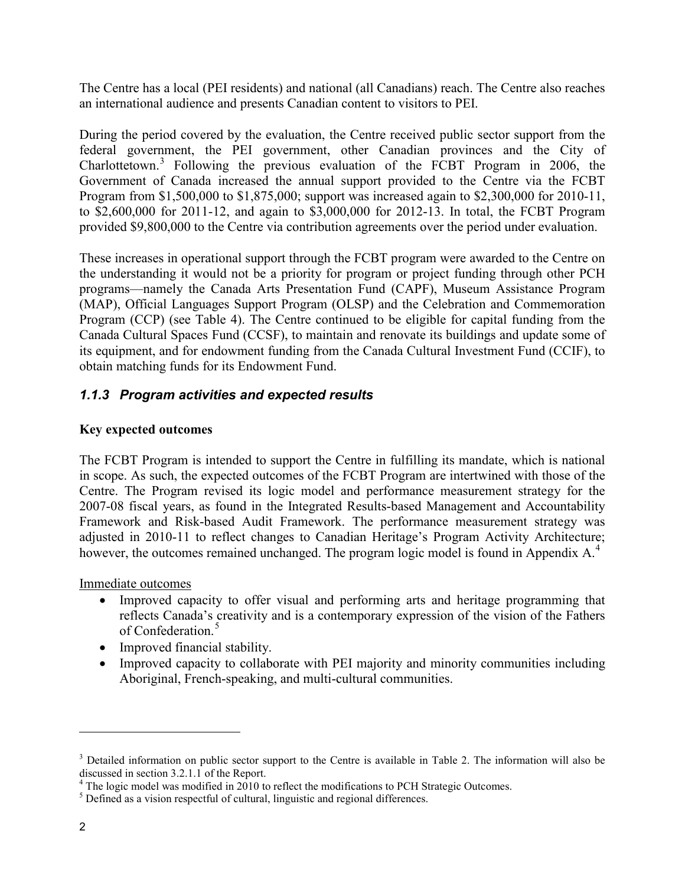The Centre has a local (PEI residents) and national (all Canadians) reach. The Centre also reaches an international audience and presents Canadian content to visitors to PEI.

During the period covered by the evaluation, the Centre received public sector support from the federal government, the PEI government, other Canadian provinces and the City of Charlottetown.[3] Following the previous evaluation of the FCBT Program in 2006, the Government of Canada increased the annual support provided to the Centre via the FCBT Program from $1,500,000 to $1,875,000; support was increased again to $2,300,000 for 2010-11, to $2,600,000 for 2011-12, and again to $3,000,000 for 2012-13. In total, the FCBT Program provided $9,800,000 to the Centre via contribution agreements over the period under evaluation.

These increases in operational support through the FCBT program were awarded to the Centre on the understanding it would not be a priority for program or project funding through other PCH programs—namely the Canada Arts Presentation Fund (CAPF), Museum Assistance Program (MAP), Official Languages Support Program (OLSP) and the Celebration and Commemoration Program (CCP) (see Table 4). The Centre continued to be eligible for capital funding from the Canada Cultural Spaces Fund (CCSF), to maintain and renovate its buildings and update some of its equipment, and for endowment funding from the Canada Cultural Investment Fund (CCIF), to obtain matching funds for its Endowment Fund.

### *1.1.3 Program activities and expected results*

**Key expected outcomes**

The FCBT Program is intended to support the Centre in fulfilling its mandate, which is national in scope. As such, the expected outcomes of the FCBT Program are intertwined with those of the Centre. The Program revised its logic model and performance measurement strategy for the 2007-08 fiscal years, as found in the Integrated Results-based Management and Accountability Framework and Risk-based Audit Framework. The performance measurement strategy was adjusted in 2010-11 to reflect changes to Canadian Heritage's Program Activity Architecture; however, the outcomes remained unchanged. The program logic model is found in Appendix A.[4]

Immediate outcomes

- Improved capacity to offer visual and performing arts and heritage programming that reflects Canada's creativity and is a contemporary expression of the vision of the Fathers of Confederation.[5]
- Improved financial stability.
- Improved capacity to collaborate with PEI majority and minority communities including Aboriginal, French-speaking, and multi-cultural communities.

---

[3] Detailed information on public sector support to the Centre is available in Table 2. The information will also be discussed in section 3.2.1.1 of the Report.

[4] The logic model was modified in 2010 to reflect the modifications to PCH Strategic Outcomes.

[5] Defined as a vision respectful of cultural, linguistic and regional differences.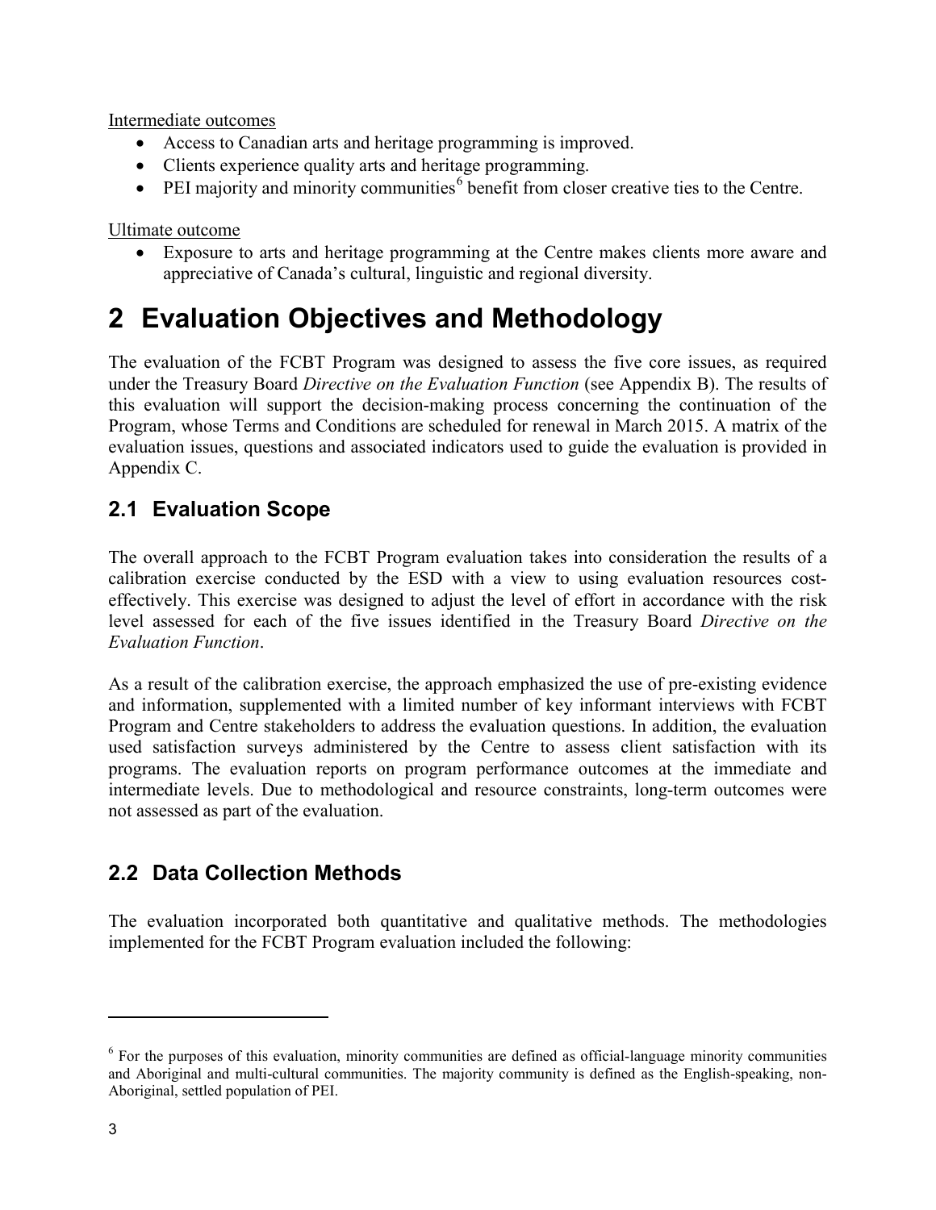Intermediate outcomes

- Access to Canadian arts and heritage programming is improved.
- Clients experience quality arts and heritage programming.
- PEI majority and minority communities[6] benefit from closer creative ties to the Centre.

Ultimate outcome

- Exposure to arts and heritage programming at the Centre makes clients more aware and appreciative of Canada's cultural, linguistic and regional diversity.

# 2 Evaluation Objectives and Methodology

The evaluation of the FCBT Program was designed to assess the five core issues, as required under the Treasury Board *Directive on the Evaluation Function* (see Appendix B). The results of this evaluation will support the decision-making process concerning the continuation of the Program, whose Terms and Conditions are scheduled for renewal in March 2015. A matrix of the evaluation issues, questions and associated indicators used to guide the evaluation is provided in Appendix C.

## 2.1 Evaluation Scope

The overall approach to the FCBT Program evaluation takes into consideration the results of a calibration exercise conducted by the ESD with a view to using evaluation resources cost-effectively. This exercise was designed to adjust the level of effort in accordance with the risk level assessed for each of the five issues identified in the Treasury Board *Directive on the Evaluation Function*.

As a result of the calibration exercise, the approach emphasized the use of pre-existing evidence and information, supplemented with a limited number of key informant interviews with FCBT Program and Centre stakeholders to address the evaluation questions. In addition, the evaluation used satisfaction surveys administered by the Centre to assess client satisfaction with its programs. The evaluation reports on program performance outcomes at the immediate and intermediate levels. Due to methodological and resource constraints, long-term outcomes were not assessed as part of the evaluation.

## 2.2 Data Collection Methods

The evaluation incorporated both quantitative and qualitative methods. The methodologies implemented for the FCBT Program evaluation included the following:

---

[6] For the purposes of this evaluation, minority communities are defined as official-language minority communities and Aboriginal and multi-cultural communities. The majority community is defined as the English-speaking, non-Aboriginal, settled population of PEI.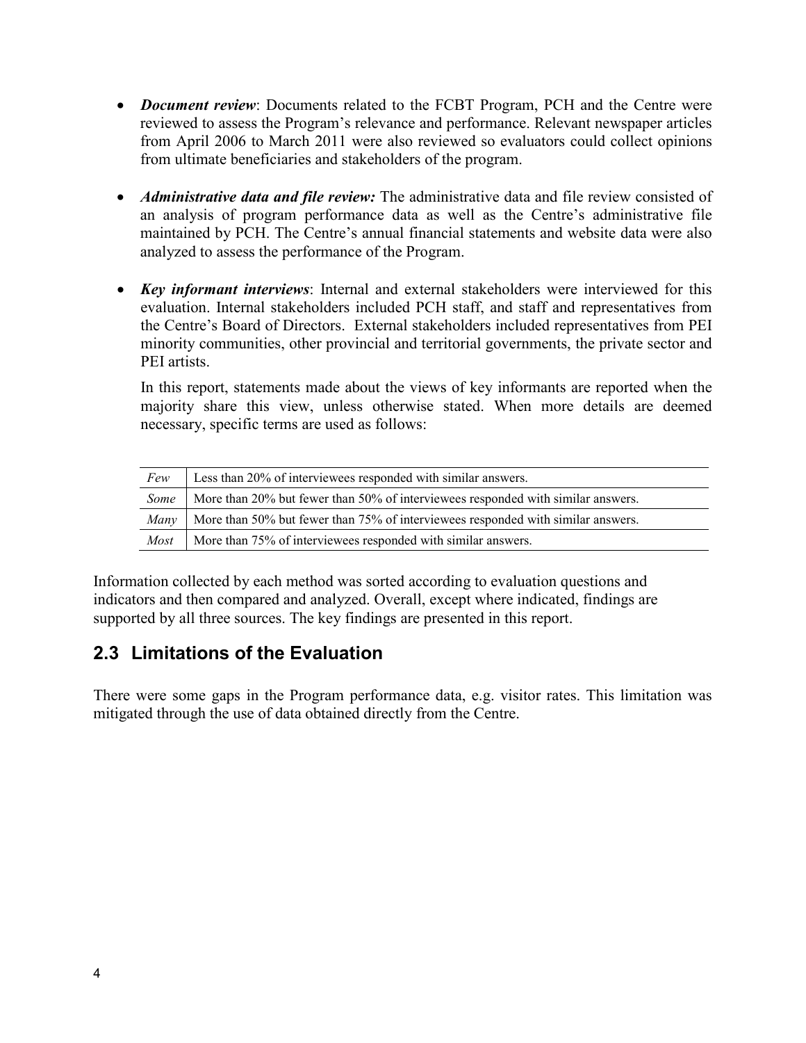- ***Document review***: Documents related to the FCBT Program, PCH and the Centre were reviewed to assess the Program's relevance and performance. Relevant newspaper articles from April 2006 to March 2011 were also reviewed so evaluators could collect opinions from ultimate beneficiaries and stakeholders of the program.

- ***Administrative data and file review:*** The administrative data and file review consisted of an analysis of program performance data as well as the Centre's administrative file maintained by PCH. The Centre's annual financial statements and website data were also analyzed to assess the performance of the Program.

- ***Key informant interviews***: Internal and external stakeholders were interviewed for this evaluation. Internal stakeholders included PCH staff, and staff and representatives from the Centre's Board of Directors. External stakeholders included representatives from PEI minority communities, other provincial and territorial governments, the private sector and PEI artists.

  In this report, statements made about the views of key informants are reported when the majority share this view, unless otherwise stated. When more details are deemed necessary, specific terms are used as follows:

| | |
|---|---|
| *Few* | Less than 20% of interviewees responded with similar answers. |
| *Some* | More than 20% but fewer than 50% of interviewees responded with similar answers. |
| *Many* | More than 50% but fewer than 75% of interviewees responded with similar answers. |
| *Most* | More than 75% of interviewees responded with similar answers. |

Information collected by each method was sorted according to evaluation questions and indicators and then compared and analyzed. Overall, except where indicated, findings are supported by all three sources. The key findings are presented in this report.

## 2.3 Limitations of the Evaluation

There were some gaps in the Program performance data, e.g. visitor rates. This limitation was mitigated through the use of data obtained directly from the Centre.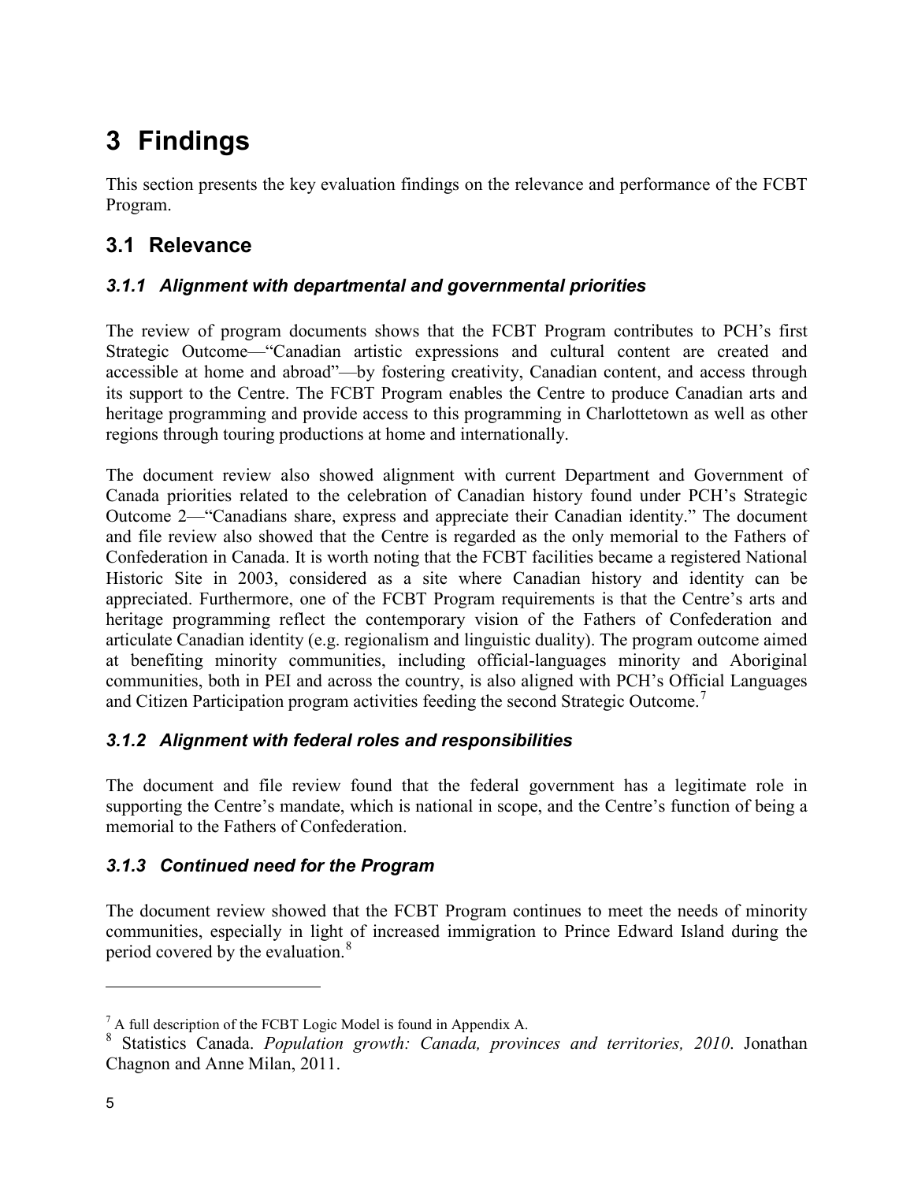# 3 Findings

This section presents the key evaluation findings on the relevance and performance of the FCBT Program.

## 3.1 Relevance

### *3.1.1 Alignment with departmental and governmental priorities*

The review of program documents shows that the FCBT Program contributes to PCH's first Strategic Outcome—"Canadian artistic expressions and cultural content are created and accessible at home and abroad"—by fostering creativity, Canadian content, and access through its support to the Centre. The FCBT Program enables the Centre to produce Canadian arts and heritage programming and provide access to this programming in Charlottetown as well as other regions through touring productions at home and internationally.

The document review also showed alignment with current Department and Government of Canada priorities related to the celebration of Canadian history found under PCH's Strategic Outcome 2—"Canadians share, express and appreciate their Canadian identity." The document and file review also showed that the Centre is regarded as the only memorial to the Fathers of Confederation in Canada. It is worth noting that the FCBT facilities became a registered National Historic Site in 2003, considered as a site where Canadian history and identity can be appreciated. Furthermore, one of the FCBT Program requirements is that the Centre's arts and heritage programming reflect the contemporary vision of the Fathers of Confederation and articulate Canadian identity (e.g. regionalism and linguistic duality). The program outcome aimed at benefiting minority communities, including official-languages minority and Aboriginal communities, both in PEI and across the country, is also aligned with PCH's Official Languages and Citizen Participation program activities feeding the second Strategic Outcome.[7]

### *3.1.2 Alignment with federal roles and responsibilities*

The document and file review found that the federal government has a legitimate role in supporting the Centre's mandate, which is national in scope, and the Centre's function of being a memorial to the Fathers of Confederation.

### *3.1.3 Continued need for the Program*

The document review showed that the FCBT Program continues to meet the needs of minority communities, especially in light of increased immigration to Prince Edward Island during the period covered by the evaluation.[8]

---

[7] A full description of the FCBT Logic Model is found in Appendix A.

[8] Statistics Canada. *Population growth: Canada, provinces and territories, 2010*. Jonathan Chagnon and Anne Milan, 2011.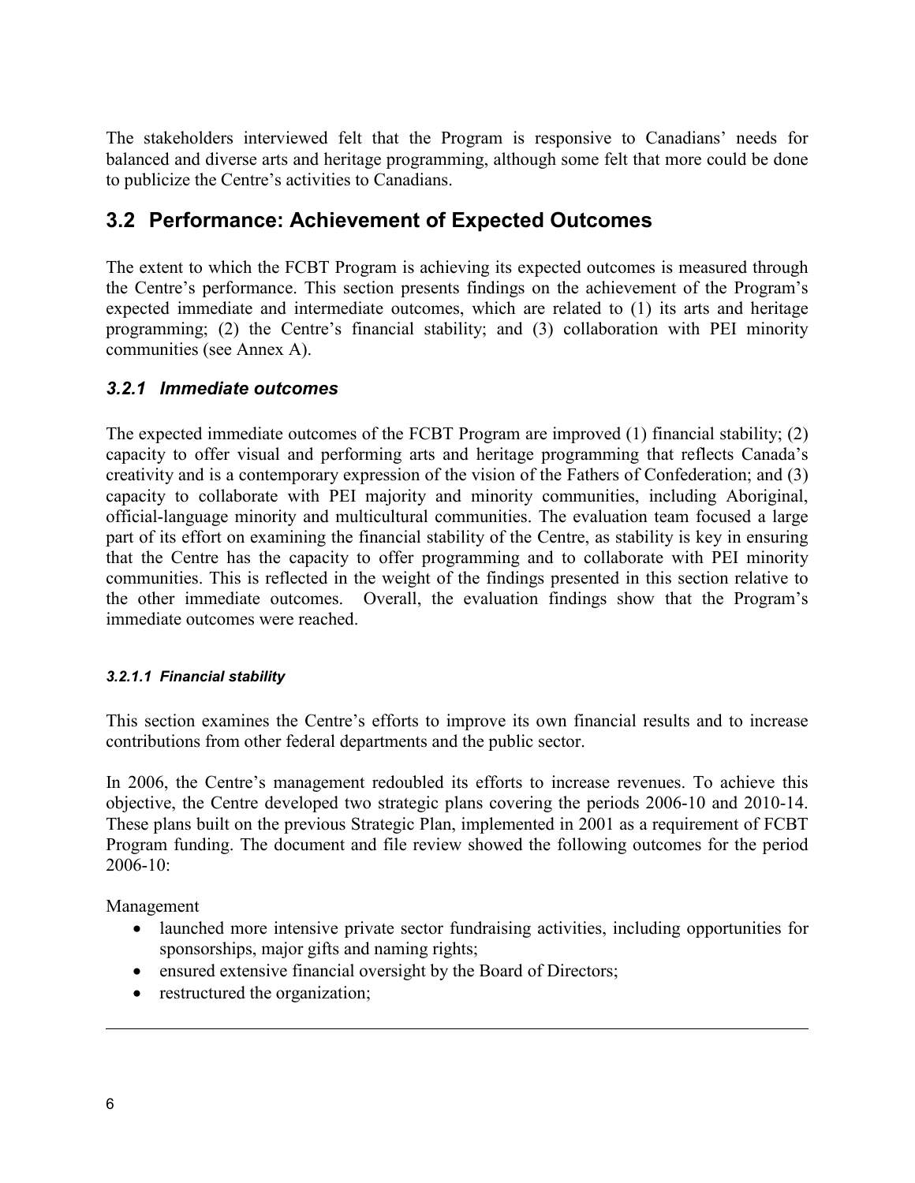The stakeholders interviewed felt that the Program is responsive to Canadians' needs for balanced and diverse arts and heritage programming, although some felt that more could be done to publicize the Centre's activities to Canadians.

## 3.2 Performance: Achievement of Expected Outcomes

The extent to which the FCBT Program is achieving its expected outcomes is measured through the Centre's performance. This section presents findings on the achievement of the Program's expected immediate and intermediate outcomes, which are related to (1) its arts and heritage programming; (2) the Centre's financial stability; and (3) collaboration with PEI minority communities (see Annex A).

### *3.2.1 Immediate outcomes*

The expected immediate outcomes of the FCBT Program are improved (1) financial stability; (2) capacity to offer visual and performing arts and heritage programming that reflects Canada's creativity and is a contemporary expression of the vision of the Fathers of Confederation; and (3) capacity to collaborate with PEI majority and minority communities, including Aboriginal, official-language minority and multicultural communities. The evaluation team focused a large part of its effort on examining the financial stability of the Centre, as stability is key in ensuring that the Centre has the capacity to offer programming and to collaborate with PEI minority communities. This is reflected in the weight of the findings presented in this section relative to the other immediate outcomes. Overall, the evaluation findings show that the Program's immediate outcomes were reached.

#### *3.2.1.1 Financial stability*

This section examines the Centre's efforts to improve its own financial results and to increase contributions from other federal departments and the public sector.

In 2006, the Centre's management redoubled its efforts to increase revenues. To achieve this objective, the Centre developed two strategic plans covering the periods 2006-10 and 2010-14. These plans built on the previous Strategic Plan, implemented in 2001 as a requirement of FCBT Program funding. The document and file review showed the following outcomes for the period 2006-10:

Management

- launched more intensive private sector fundraising activities, including opportunities for sponsorships, major gifts and naming rights;
- ensured extensive financial oversight by the Board of Directors;
- restructured the organization;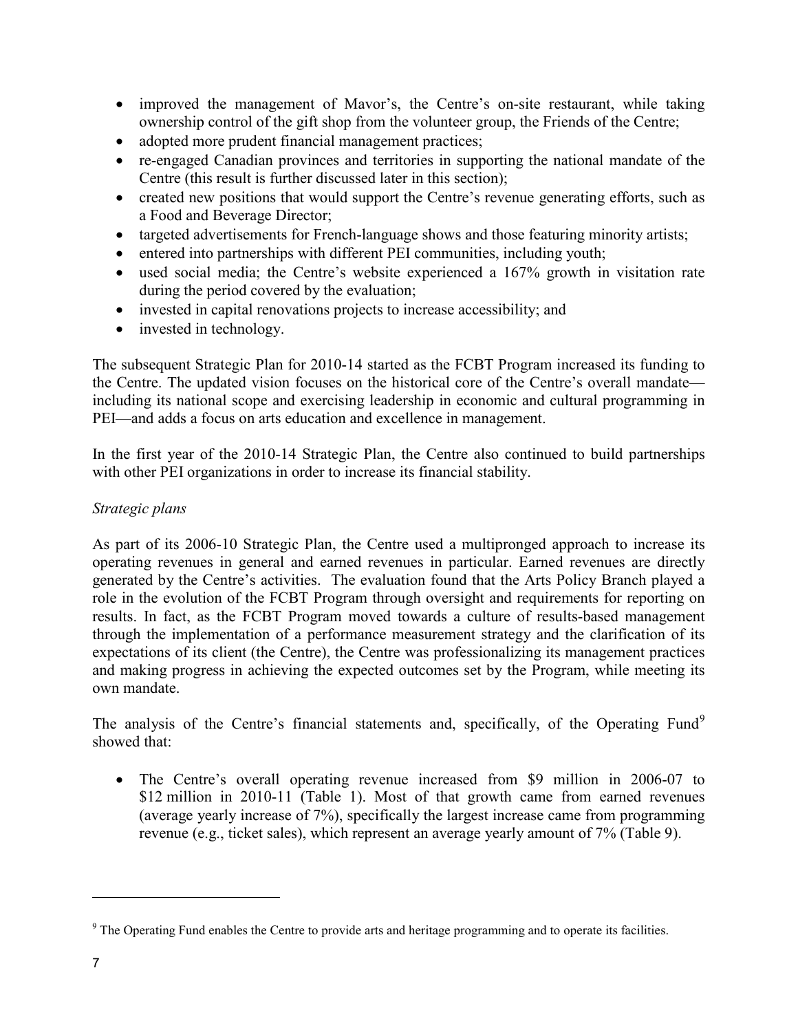- improved the management of Mavor's, the Centre's on-site restaurant, while taking ownership control of the gift shop from the volunteer group, the Friends of the Centre;
- adopted more prudent financial management practices;
- re-engaged Canadian provinces and territories in supporting the national mandate of the Centre (this result is further discussed later in this section);
- created new positions that would support the Centre's revenue generating efforts, such as a Food and Beverage Director;
- targeted advertisements for French-language shows and those featuring minority artists;
- entered into partnerships with different PEI communities, including youth;
- used social media; the Centre's website experienced a 167% growth in visitation rate during the period covered by the evaluation;
- invested in capital renovations projects to increase accessibility; and
- invested in technology.

The subsequent Strategic Plan for 2010-14 started as the FCBT Program increased its funding to the Centre. The updated vision focuses on the historical core of the Centre's overall mandate—including its national scope and exercising leadership in economic and cultural programming in PEI—and adds a focus on arts education and excellence in management.

In the first year of the 2010-14 Strategic Plan, the Centre also continued to build partnerships with other PEI organizations in order to increase its financial stability.

*Strategic plans*

As part of its 2006-10 Strategic Plan, the Centre used a multipronged approach to increase its operating revenues in general and earned revenues in particular. Earned revenues are directly generated by the Centre's activities. The evaluation found that the Arts Policy Branch played a role in the evolution of the FCBT Program through oversight and requirements for reporting on results. In fact, as the FCBT Program moved towards a culture of results-based management through the implementation of a performance measurement strategy and the clarification of its expectations of its client (the Centre), the Centre was professionalizing its management practices and making progress in achieving the expected outcomes set by the Program, while meeting its own mandate.

The analysis of the Centre's financial statements and, specifically, of the Operating Fund[9] showed that:

- The Centre's overall operating revenue increased from \$9 million in 2006-07 to \$12 million in 2010-11 (Table 1). Most of that growth came from earned revenues (average yearly increase of 7%), specifically the largest increase came from programming revenue (e.g., ticket sales), which represent an average yearly amount of 7% (Table 9).

[9] The Operating Fund enables the Centre to provide arts and heritage programming and to operate its facilities.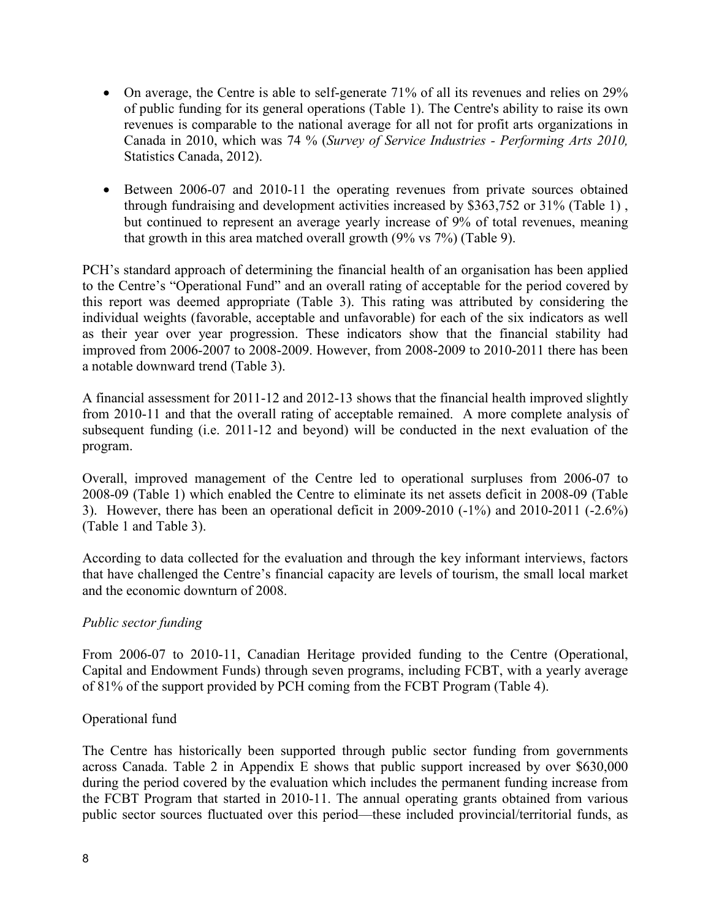- On average, the Centre is able to self-generate 71% of all its revenues and relies on 29% of public funding for its general operations (Table 1). The Centre's ability to raise its own revenues is comparable to the national average for all not for profit arts organizations in Canada in 2010, which was 74 % (*Survey of Service Industries - Performing Arts 2010,* Statistics Canada, 2012).

- Between 2006-07 and 2010-11 the operating revenues from private sources obtained through fundraising and development activities increased by $363,752 or 31% (Table 1) , but continued to represent an average yearly increase of 9% of total revenues, meaning that growth in this area matched overall growth (9% vs 7%) (Table 9).

PCH's standard approach of determining the financial health of an organisation has been applied to the Centre's "Operational Fund" and an overall rating of acceptable for the period covered by this report was deemed appropriate (Table 3). This rating was attributed by considering the individual weights (favorable, acceptable and unfavorable) for each of the six indicators as well as their year over year progression. These indicators show that the financial stability had improved from 2006-2007 to 2008-2009. However, from 2008-2009 to 2010-2011 there has been a notable downward trend (Table 3).

A financial assessment for 2011-12 and 2012-13 shows that the financial health improved slightly from 2010-11 and that the overall rating of acceptable remained. A more complete analysis of subsequent funding (i.e. 2011-12 and beyond) will be conducted in the next evaluation of the program.

Overall, improved management of the Centre led to operational surpluses from 2006-07 to 2008-09 (Table 1) which enabled the Centre to eliminate its net assets deficit in 2008-09 (Table 3). However, there has been an operational deficit in 2009-2010 (-1%) and 2010-2011 (-2.6%) (Table 1 and Table 3).

According to data collected for the evaluation and through the key informant interviews, factors that have challenged the Centre's financial capacity are levels of tourism, the small local market and the economic downturn of 2008.

*Public sector funding*

From 2006-07 to 2010-11, Canadian Heritage provided funding to the Centre (Operational, Capital and Endowment Funds) through seven programs, including FCBT, with a yearly average of 81% of the support provided by PCH coming from the FCBT Program (Table 4).

Operational fund

The Centre has historically been supported through public sector funding from governments across Canada. Table 2 in Appendix E shows that public support increased by over $630,000 during the period covered by the evaluation which includes the permanent funding increase from the FCBT Program that started in 2010-11. The annual operating grants obtained from various public sector sources fluctuated over this period—these included provincial/territorial funds, as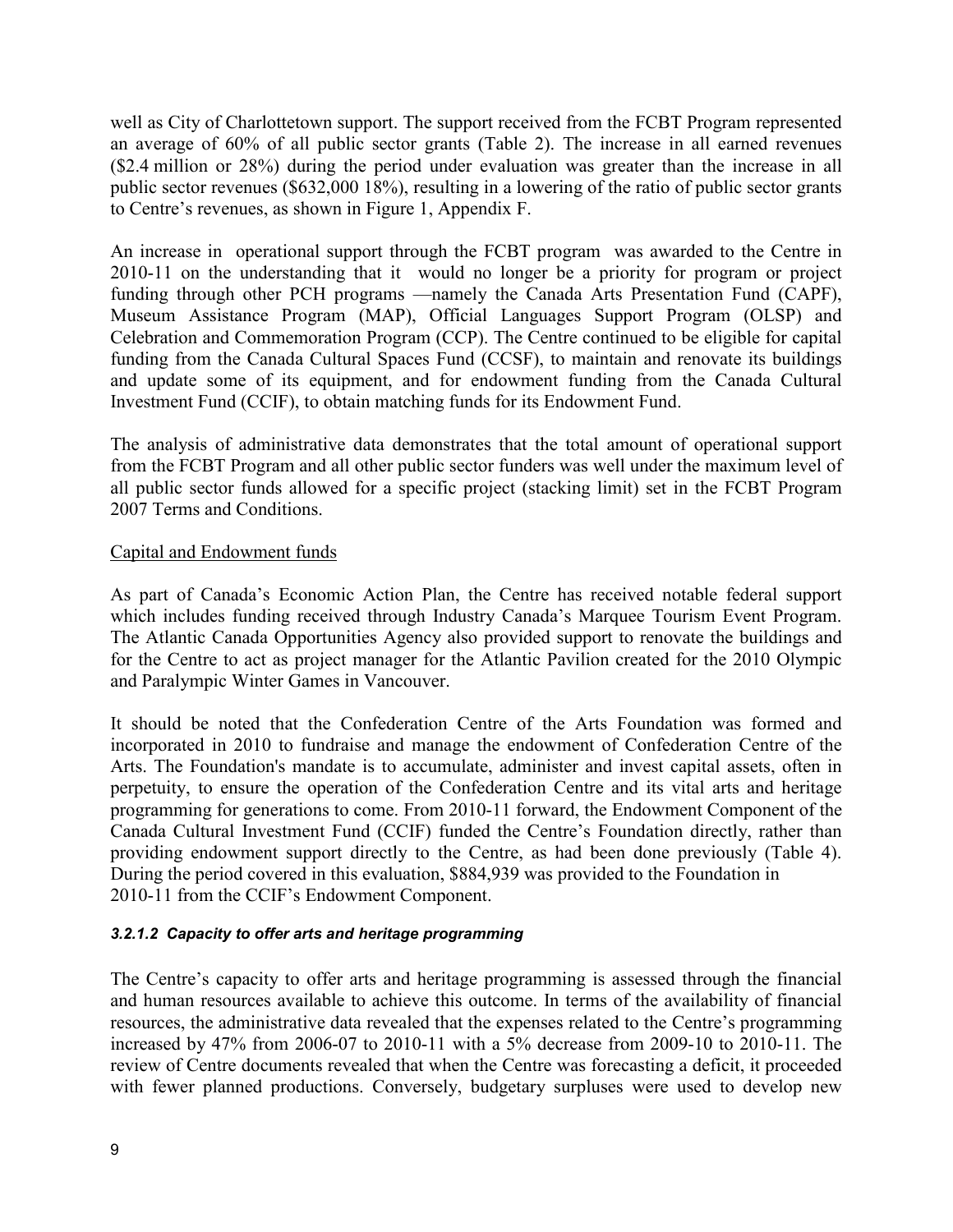well as City of Charlottetown support. The support received from the FCBT Program represented an average of 60% of all public sector grants (Table 2). The increase in all earned revenues ($2.4 million or 28%) during the period under evaluation was greater than the increase in all public sector revenues ($632,000 18%), resulting in a lowering of the ratio of public sector grants to Centre's revenues, as shown in Figure 1, Appendix F.

An increase in operational support through the FCBT program was awarded to the Centre in 2010-11 on the understanding that it would no longer be a priority for program or project funding through other PCH programs —namely the Canada Arts Presentation Fund (CAPF), Museum Assistance Program (MAP), Official Languages Support Program (OLSP) and Celebration and Commemoration Program (CCP). The Centre continued to be eligible for capital funding from the Canada Cultural Spaces Fund (CCSF), to maintain and renovate its buildings and update some of its equipment, and for endowment funding from the Canada Cultural Investment Fund (CCIF), to obtain matching funds for its Endowment Fund.

The analysis of administrative data demonstrates that the total amount of operational support from the FCBT Program and all other public sector funders was well under the maximum level of all public sector funds allowed for a specific project (stacking limit) set in the FCBT Program 2007 Terms and Conditions.

<u>Capital and Endowment funds</u>

As part of Canada's Economic Action Plan, the Centre has received notable federal support which includes funding received through Industry Canada's Marquee Tourism Event Program. The Atlantic Canada Opportunities Agency also provided support to renovate the buildings and for the Centre to act as project manager for the Atlantic Pavilion created for the 2010 Olympic and Paralympic Winter Games in Vancouver.

It should be noted that the Confederation Centre of the Arts Foundation was formed and incorporated in 2010 to fundraise and manage the endowment of Confederation Centre of the Arts. The Foundation's mandate is to accumulate, administer and invest capital assets, often in perpetuity, to ensure the operation of the Confederation Centre and its vital arts and heritage programming for generations to come. From 2010-11 forward, the Endowment Component of the Canada Cultural Investment Fund (CCIF) funded the Centre's Foundation directly, rather than providing endowment support directly to the Centre, as had been done previously (Table 4). During the period covered in this evaluation, $884,939 was provided to the Foundation in 2010-11 from the CCIF's Endowment Component.

#### *3.2.1.2 Capacity to offer arts and heritage programming*

The Centre's capacity to offer arts and heritage programming is assessed through the financial and human resources available to achieve this outcome. In terms of the availability of financial resources, the administrative data revealed that the expenses related to the Centre's programming increased by 47% from 2006-07 to 2010-11 with a 5% decrease from 2009-10 to 2010-11. The review of Centre documents revealed that when the Centre was forecasting a deficit, it proceeded with fewer planned productions. Conversely, budgetary surpluses were used to develop new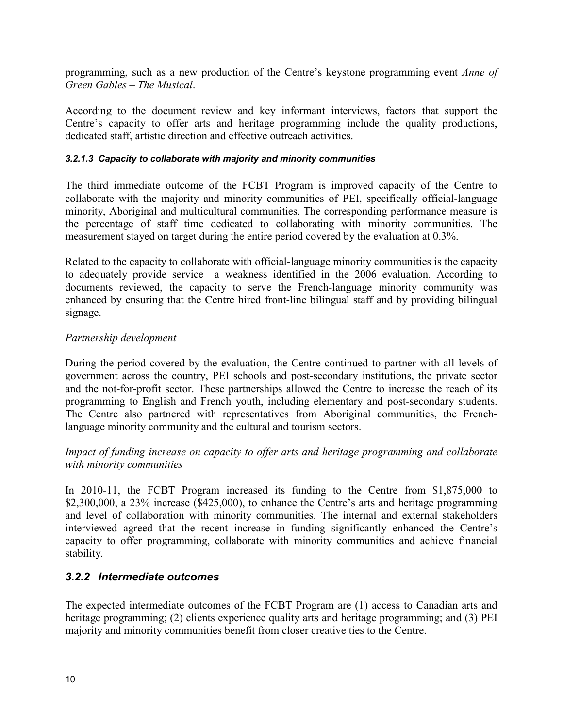programming, such as a new production of the Centre's keystone programming event *Anne of Green Gables – The Musical*.

According to the document review and key informant interviews, factors that support the Centre's capacity to offer arts and heritage programming include the quality productions, dedicated staff, artistic direction and effective outreach activities.

#### *3.2.1.3 Capacity to collaborate with majority and minority communities*

The third immediate outcome of the FCBT Program is improved capacity of the Centre to collaborate with the majority and minority communities of PEI, specifically official-language minority, Aboriginal and multicultural communities. The corresponding performance measure is the percentage of staff time dedicated to collaborating with minority communities. The measurement stayed on target during the entire period covered by the evaluation at 0.3%.

Related to the capacity to collaborate with official-language minority communities is the capacity to adequately provide service—a weakness identified in the 2006 evaluation. According to documents reviewed, the capacity to serve the French-language minority community was enhanced by ensuring that the Centre hired front-line bilingual staff and by providing bilingual signage.

*Partnership development*

During the period covered by the evaluation, the Centre continued to partner with all levels of government across the country, PEI schools and post-secondary institutions, the private sector and the not-for-profit sector. These partnerships allowed the Centre to increase the reach of its programming to English and French youth, including elementary and post-secondary students. The Centre also partnered with representatives from Aboriginal communities, the French-language minority community and the cultural and tourism sectors.

*Impact of funding increase on capacity to offer arts and heritage programming and collaborate with minority communities*

In 2010-11, the FCBT Program increased its funding to the Centre from $1,875,000 to $2,300,000, a 23% increase ($425,000), to enhance the Centre's arts and heritage programming and level of collaboration with minority communities. The internal and external stakeholders interviewed agreed that the recent increase in funding significantly enhanced the Centre's capacity to offer programming, collaborate with minority communities and achieve financial stability.

### *3.2.2 Intermediate outcomes*

The expected intermediate outcomes of the FCBT Program are (1) access to Canadian arts and heritage programming; (2) clients experience quality arts and heritage programming; and (3) PEI majority and minority communities benefit from closer creative ties to the Centre.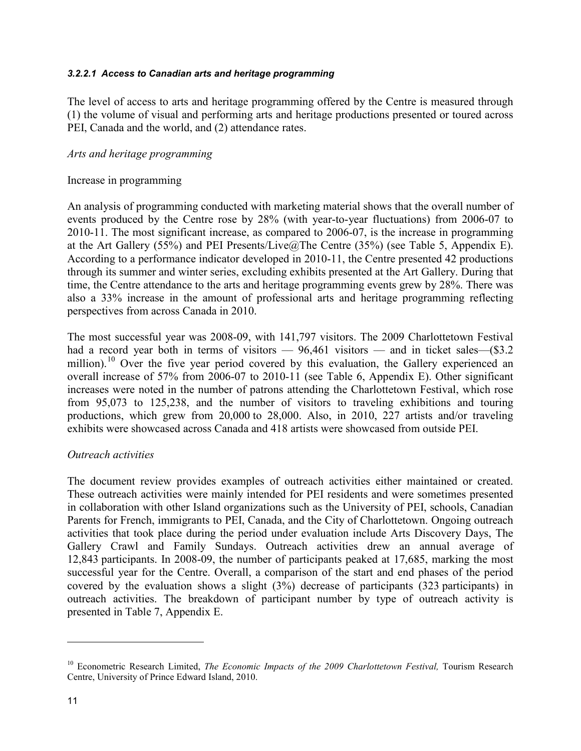#### *3.2.2.1 Access to Canadian arts and heritage programming*

The level of access to arts and heritage programming offered by the Centre is measured through (1) the volume of visual and performing arts and heritage productions presented or toured across PEI, Canada and the world, and (2) attendance rates.

*Arts and heritage programming*

Increase in programming

An analysis of programming conducted with marketing material shows that the overall number of events produced by the Centre rose by 28% (with year-to-year fluctuations) from 2006-07 to 2010-11. The most significant increase, as compared to 2006-07, is the increase in programming at the Art Gallery (55%) and PEI Presents/Live@The Centre (35%) (see Table 5, Appendix E). According to a performance indicator developed in 2010-11, the Centre presented 42 productions through its summer and winter series, excluding exhibits presented at the Art Gallery. During that time, the Centre attendance to the arts and heritage programming events grew by 28%. There was also a 33% increase in the amount of professional arts and heritage programming reflecting perspectives from across Canada in 2010.

The most successful year was 2008-09, with 141,797 visitors. The 2009 Charlottetown Festival had a record year both in terms of visitors — 96,461 visitors — and in ticket sales—($3.2 million).[10] Over the five year period covered by this evaluation, the Gallery experienced an overall increase of 57% from 2006-07 to 2010-11 (see Table 6, Appendix E). Other significant increases were noted in the number of patrons attending the Charlottetown Festival, which rose from 95,073 to 125,238, and the number of visitors to traveling exhibitions and touring productions, which grew from 20,000 to 28,000. Also, in 2010, 227 artists and/or traveling exhibits were showcased across Canada and 418 artists were showcased from outside PEI.

*Outreach activities*

The document review provides examples of outreach activities either maintained or created. These outreach activities were mainly intended for PEI residents and were sometimes presented in collaboration with other Island organizations such as the University of PEI, schools, Canadian Parents for French, immigrants to PEI, Canada, and the City of Charlottetown. Ongoing outreach activities that took place during the period under evaluation include Arts Discovery Days, The Gallery Crawl and Family Sundays. Outreach activities drew an annual average of 12,843 participants. In 2008-09, the number of participants peaked at 17,685, marking the most successful year for the Centre. Overall, a comparison of the start and end phases of the period covered by the evaluation shows a slight (3%) decrease of participants (323 participants) in outreach activities. The breakdown of participant number by type of outreach activity is presented in Table 7, Appendix E.

---

[10] Econometric Research Limited, *The Economic Impacts of the 2009 Charlottetown Festival,* Tourism Research Centre, University of Prince Edward Island, 2010.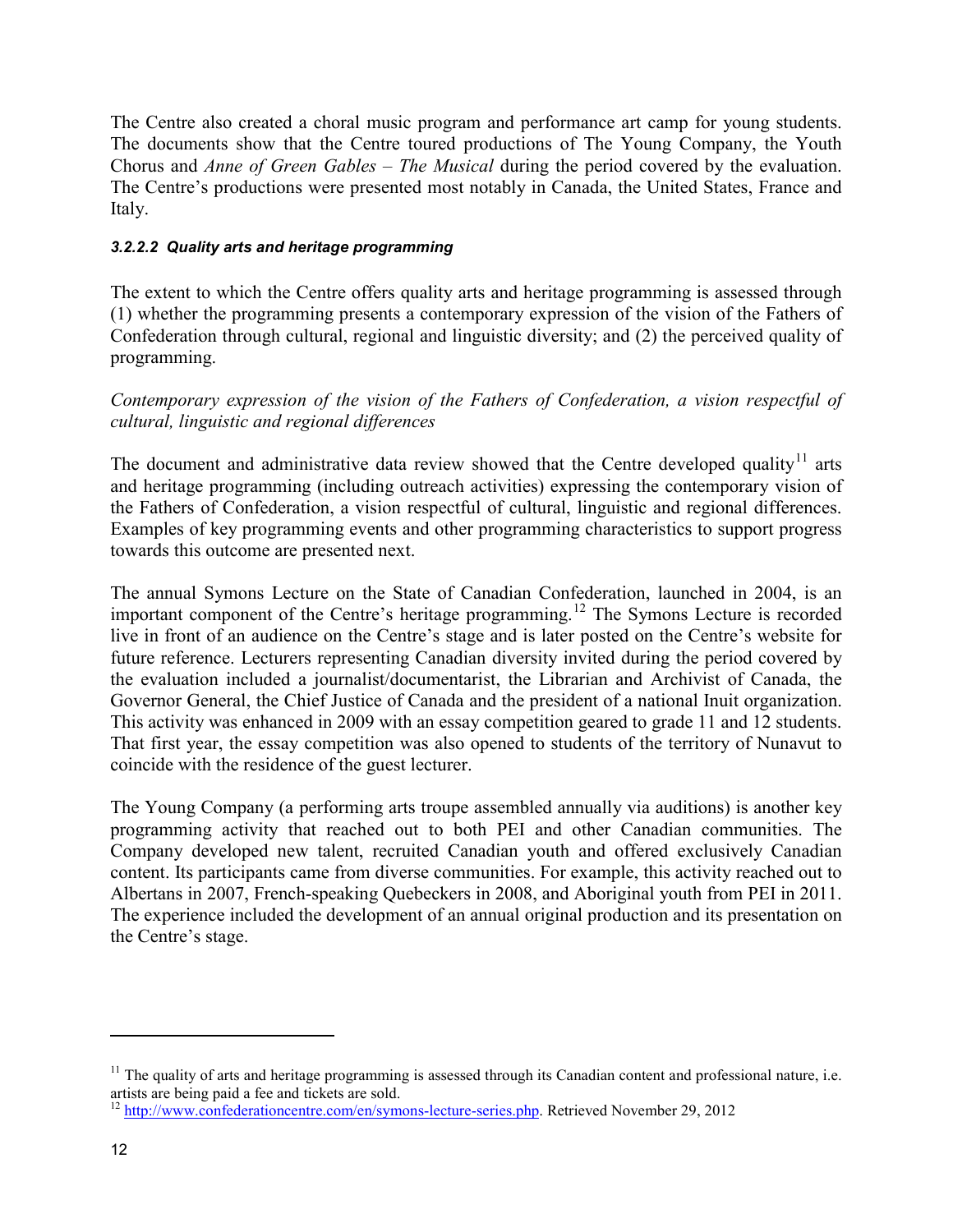The Centre also created a choral music program and performance art camp for young students. The documents show that the Centre toured productions of The Young Company, the Youth Chorus and *Anne of Green Gables – The Musical* during the period covered by the evaluation. The Centre's productions were presented most notably in Canada, the United States, France and Italy.

#### *3.2.2.2 Quality arts and heritage programming*

The extent to which the Centre offers quality arts and heritage programming is assessed through (1) whether the programming presents a contemporary expression of the vision of the Fathers of Confederation through cultural, regional and linguistic diversity; and (2) the perceived quality of programming.

*Contemporary expression of the vision of the Fathers of Confederation, a vision respectful of cultural, linguistic and regional differences*

The document and administrative data review showed that the Centre developed quality[11] arts and heritage programming (including outreach activities) expressing the contemporary vision of the Fathers of Confederation, a vision respectful of cultural, linguistic and regional differences. Examples of key programming events and other programming characteristics to support progress towards this outcome are presented next.

The annual Symons Lecture on the State of Canadian Confederation, launched in 2004, is an important component of the Centre's heritage programming.[12] The Symons Lecture is recorded live in front of an audience on the Centre's stage and is later posted on the Centre's website for future reference. Lecturers representing Canadian diversity invited during the period covered by the evaluation included a journalist/documentarist, the Librarian and Archivist of Canada, the Governor General, the Chief Justice of Canada and the president of a national Inuit organization. This activity was enhanced in 2009 with an essay competition geared to grade 11 and 12 students. That first year, the essay competition was also opened to students of the territory of Nunavut to coincide with the residence of the guest lecturer.

The Young Company (a performing arts troupe assembled annually via auditions) is another key programming activity that reached out to both PEI and other Canadian communities. The Company developed new talent, recruited Canadian youth and offered exclusively Canadian content. Its participants came from diverse communities. For example, this activity reached out to Albertans in 2007, French-speaking Quebeckers in 2008, and Aboriginal youth from PEI in 2011. The experience included the development of an annual original production and its presentation on the Centre's stage.

---

[11] The quality of arts and heritage programming is assessed through its Canadian content and professional nature, i.e. artists are being paid a fee and tickets are sold.

[12] http://www.confederationcentre.com/en/symons-lecture-series.php. Retrieved November 29, 2012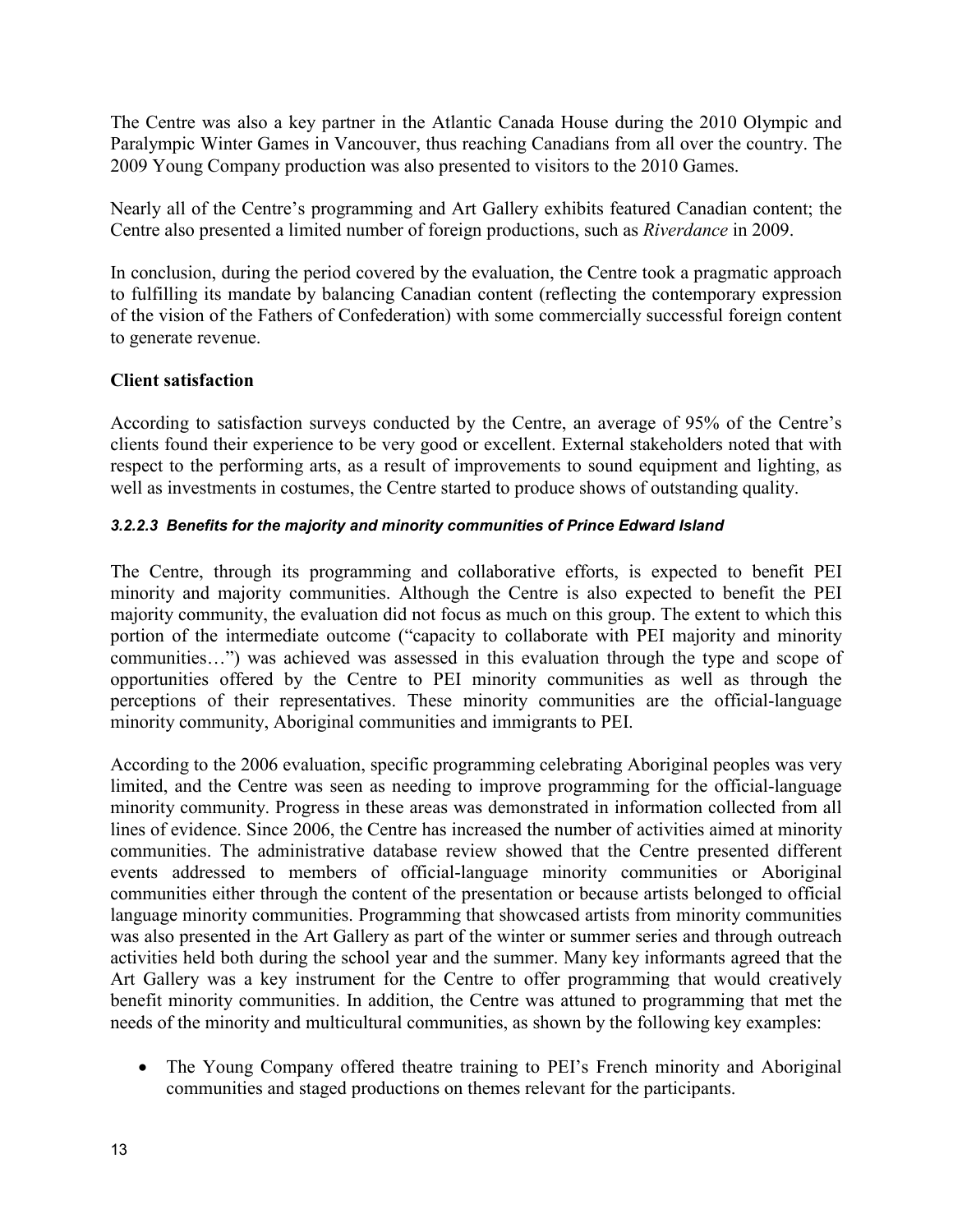The Centre was also a key partner in the Atlantic Canada House during the 2010 Olympic and Paralympic Winter Games in Vancouver, thus reaching Canadians from all over the country. The 2009 Young Company production was also presented to visitors to the 2010 Games.

Nearly all of the Centre's programming and Art Gallery exhibits featured Canadian content; the Centre also presented a limited number of foreign productions, such as *Riverdance* in 2009.

In conclusion, during the period covered by the evaluation, the Centre took a pragmatic approach to fulfilling its mandate by balancing Canadian content (reflecting the contemporary expression of the vision of the Fathers of Confederation) with some commercially successful foreign content to generate revenue.

**Client satisfaction**

According to satisfaction surveys conducted by the Centre, an average of 95% of the Centre's clients found their experience to be very good or excellent. External stakeholders noted that with respect to the performing arts, as a result of improvements to sound equipment and lighting, as well as investments in costumes, the Centre started to produce shows of outstanding quality.

#### *3.2.2.3 Benefits for the majority and minority communities of Prince Edward Island*

The Centre, through its programming and collaborative efforts, is expected to benefit PEI minority and majority communities. Although the Centre is also expected to benefit the PEI majority community, the evaluation did not focus as much on this group. The extent to which this portion of the intermediate outcome ("capacity to collaborate with PEI majority and minority communities…") was achieved was assessed in this evaluation through the type and scope of opportunities offered by the Centre to PEI minority communities as well as through the perceptions of their representatives. These minority communities are the official-language minority community, Aboriginal communities and immigrants to PEI.

According to the 2006 evaluation, specific programming celebrating Aboriginal peoples was very limited, and the Centre was seen as needing to improve programming for the official-language minority community. Progress in these areas was demonstrated in information collected from all lines of evidence. Since 2006, the Centre has increased the number of activities aimed at minority communities. The administrative database review showed that the Centre presented different events addressed to members of official-language minority communities or Aboriginal communities either through the content of the presentation or because artists belonged to official language minority communities. Programming that showcased artists from minority communities was also presented in the Art Gallery as part of the winter or summer series and through outreach activities held both during the school year and the summer. Many key informants agreed that the Art Gallery was a key instrument for the Centre to offer programming that would creatively benefit minority communities. In addition, the Centre was attuned to programming that met the needs of the minority and multicultural communities, as shown by the following key examples:

- The Young Company offered theatre training to PEI's French minority and Aboriginal communities and staged productions on themes relevant for the participants.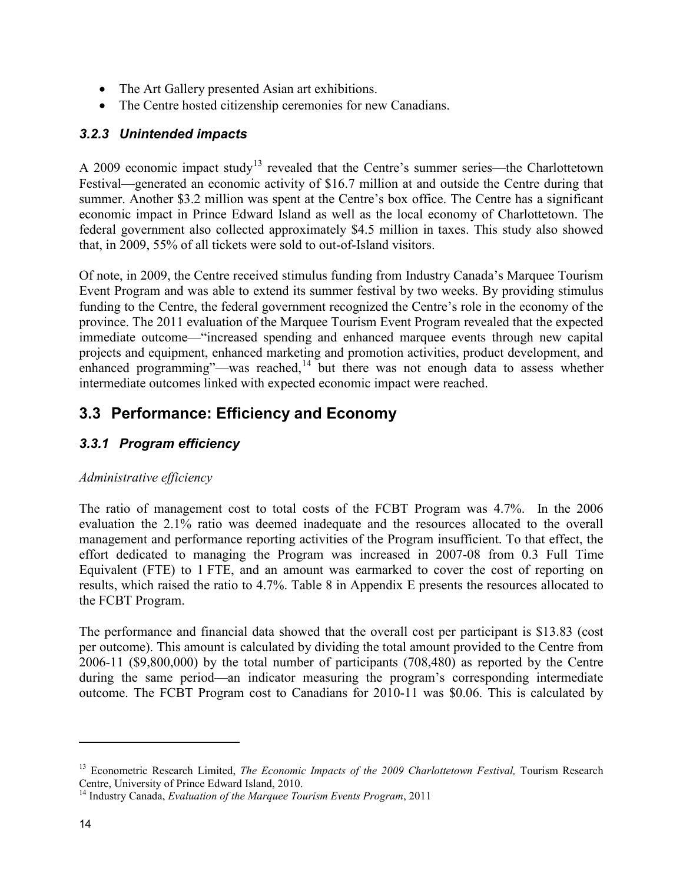- The Art Gallery presented Asian art exhibitions.
- The Centre hosted citizenship ceremonies for new Canadians.

### *3.2.3 Unintended impacts*

A 2009 economic impact study[13] revealed that the Centre's summer series—the Charlottetown Festival—generated an economic activity of $16.7 million at and outside the Centre during that summer. Another $3.2 million was spent at the Centre's box office. The Centre has a significant economic impact in Prince Edward Island as well as the local economy of Charlottetown. The federal government also collected approximately $4.5 million in taxes. This study also showed that, in 2009, 55% of all tickets were sold to out-of-Island visitors.

Of note, in 2009, the Centre received stimulus funding from Industry Canada's Marquee Tourism Event Program and was able to extend its summer festival by two weeks. By providing stimulus funding to the Centre, the federal government recognized the Centre's role in the economy of the province. The 2011 evaluation of the Marquee Tourism Event Program revealed that the expected immediate outcome—"increased spending and enhanced marquee events through new capital projects and equipment, enhanced marketing and promotion activities, product development, and enhanced programming"—was reached,[14] but there was not enough data to assess whether intermediate outcomes linked with expected economic impact were reached.

## 3.3 Performance: Efficiency and Economy

### *3.3.1 Program efficiency*

*Administrative efficiency*

The ratio of management cost to total costs of the FCBT Program was 4.7%. In the 2006 evaluation the 2.1% ratio was deemed inadequate and the resources allocated to the overall management and performance reporting activities of the Program insufficient. To that effect, the effort dedicated to managing the Program was increased in 2007-08 from 0.3 Full Time Equivalent (FTE) to 1 FTE, and an amount was earmarked to cover the cost of reporting on results, which raised the ratio to 4.7%. Table 8 in Appendix E presents the resources allocated to the FCBT Program.

The performance and financial data showed that the overall cost per participant is $13.83 (cost per outcome). This amount is calculated by dividing the total amount provided to the Centre from 2006-11 ($9,800,000) by the total number of participants (708,480) as reported by the Centre during the same period—an indicator measuring the program's corresponding intermediate outcome. The FCBT Program cost to Canadians for 2010-11 was $0.06. This is calculated by

[13] Econometric Research Limited, *The Economic Impacts of the 2009 Charlottetown Festival,* Tourism Research Centre, University of Prince Edward Island, 2010.

[14] Industry Canada, *Evaluation of the Marquee Tourism Events Program*, 2011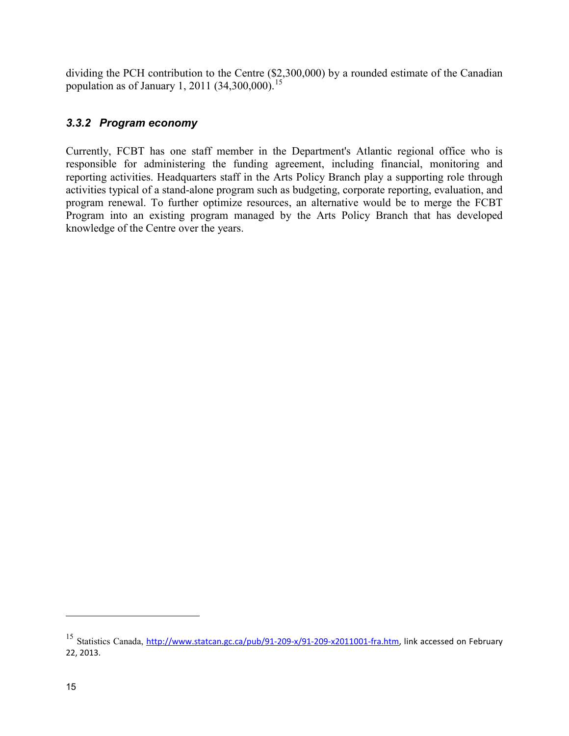dividing the PCH contribution to the Centre ($2,300,000) by a rounded estimate of the Canadian population as of January 1, 2011 (34,300,000).[15]

### *3.3.2 Program economy*

Currently, FCBT has one staff member in the Department's Atlantic regional office who is responsible for administering the funding agreement, including financial, monitoring and reporting activities. Headquarters staff in the Arts Policy Branch play a supporting role through activities typical of a stand-alone program such as budgeting, corporate reporting, evaluation, and program renewal. To further optimize resources, an alternative would be to merge the FCBT Program into an existing program managed by the Arts Policy Branch that has developed knowledge of the Centre over the years.

---

[15] Statistics Canada, http://www.statcan.gc.ca/pub/91-209-x/91-209-x2011001-fra.htm, link accessed on February 22, 2013.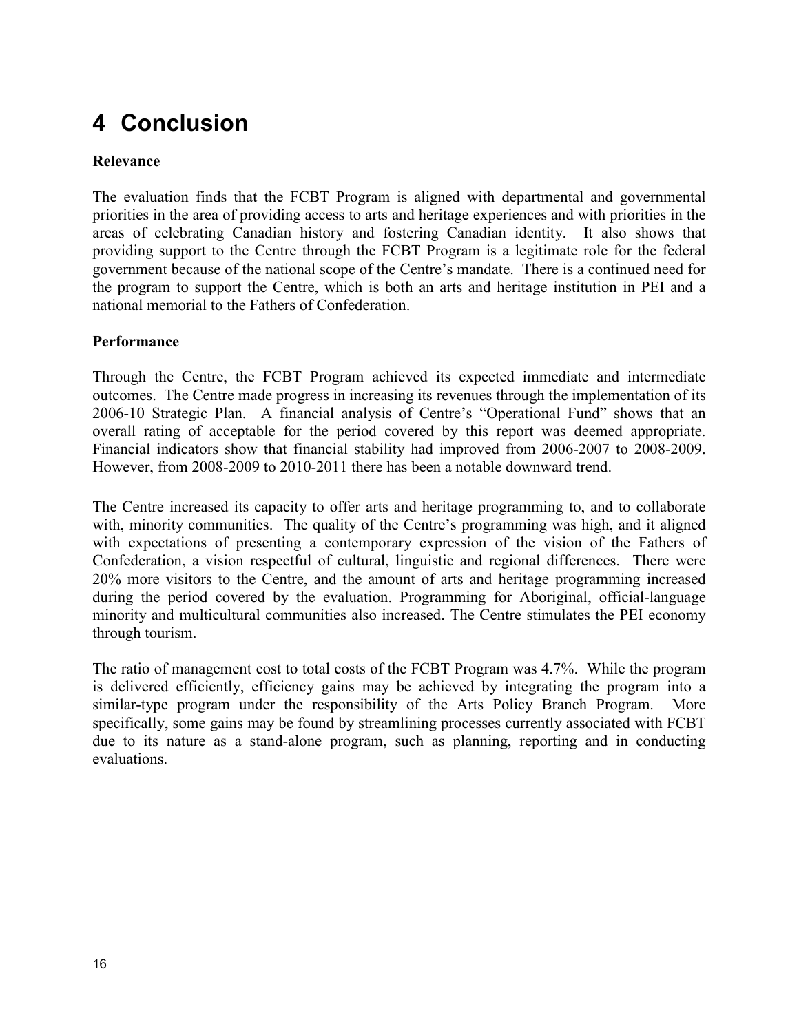# 4 Conclusion

**Relevance**

The evaluation finds that the FCBT Program is aligned with departmental and governmental priorities in the area of providing access to arts and heritage experiences and with priorities in the areas of celebrating Canadian history and fostering Canadian identity. It also shows that providing support to the Centre through the FCBT Program is a legitimate role for the federal government because of the national scope of the Centre's mandate. There is a continued need for the program to support the Centre, which is both an arts and heritage institution in PEI and a national memorial to the Fathers of Confederation.

**Performance**

Through the Centre, the FCBT Program achieved its expected immediate and intermediate outcomes. The Centre made progress in increasing its revenues through the implementation of its 2006-10 Strategic Plan. A financial analysis of Centre's "Operational Fund" shows that an overall rating of acceptable for the period covered by this report was deemed appropriate. Financial indicators show that financial stability had improved from 2006-2007 to 2008-2009. However, from 2008-2009 to 2010-2011 there has been a notable downward trend.

The Centre increased its capacity to offer arts and heritage programming to, and to collaborate with, minority communities. The quality of the Centre's programming was high, and it aligned with expectations of presenting a contemporary expression of the vision of the Fathers of Confederation, a vision respectful of cultural, linguistic and regional differences. There were 20% more visitors to the Centre, and the amount of arts and heritage programming increased during the period covered by the evaluation. Programming for Aboriginal, official-language minority and multicultural communities also increased. The Centre stimulates the PEI economy through tourism.

The ratio of management cost to total costs of the FCBT Program was 4.7%. While the program is delivered efficiently, efficiency gains may be achieved by integrating the program into a similar-type program under the responsibility of the Arts Policy Branch Program. More specifically, some gains may be found by streamlining processes currently associated with FCBT due to its nature as a stand-alone program, such as planning, reporting and in conducting evaluations.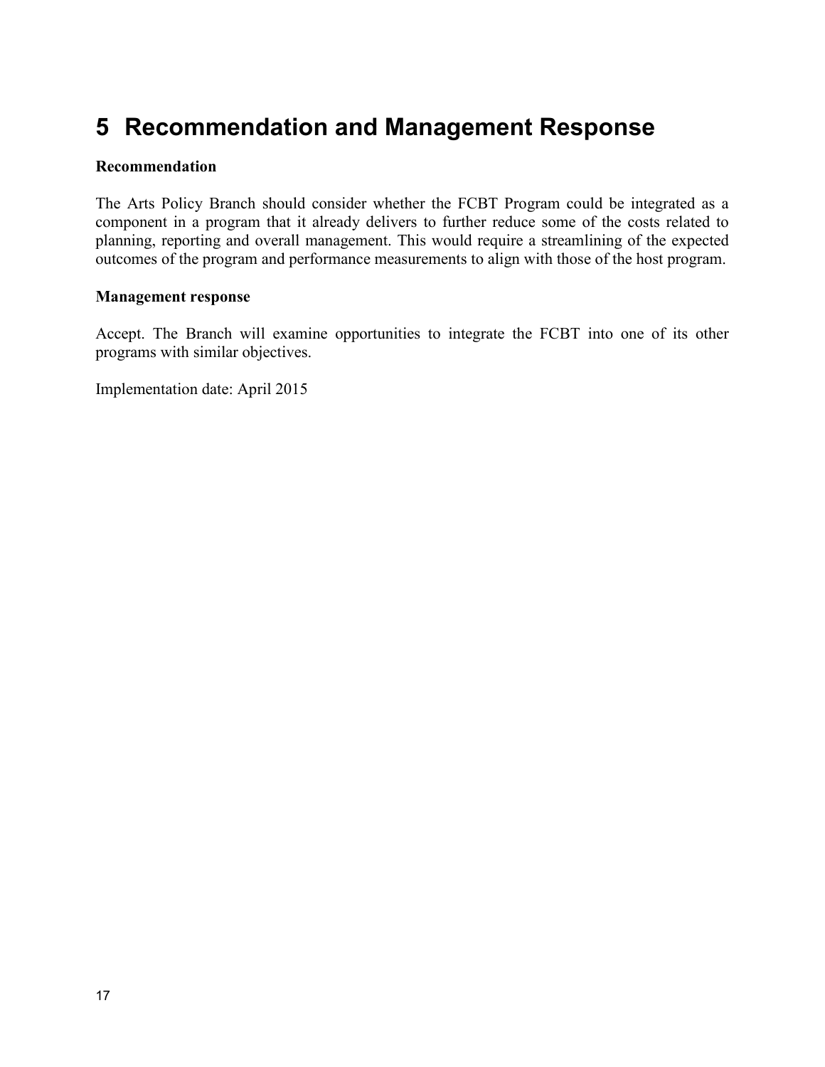# 5 Recommendation and Management Response

**Recommendation**

The Arts Policy Branch should consider whether the FCBT Program could be integrated as a component in a program that it already delivers to further reduce some of the costs related to planning, reporting and overall management. This would require a streamlining of the expected outcomes of the program and performance measurements to align with those of the host program.

**Management response**

Accept. The Branch will examine opportunities to integrate the FCBT into one of its other programs with similar objectives.

Implementation date: April 2015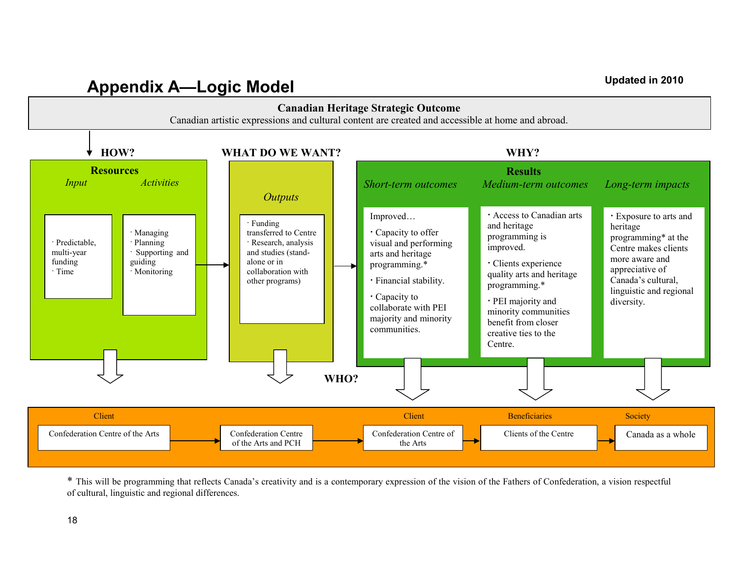# Appendix A—Logic Model

**Updated in 2010**

**Canadian Heritage Strategic Outcome**

Canadian artistic expressions and cultural content are created and accessible at home and abroad.

## HOW?

**Resources**

*Input*

- Predictable, multi-year funding
- Time

*Activities*

- Managing
- Planning
- Supporting and guiding
- Monitoring

## WHAT DO WE WANT?

*Outputs*

- Funding transferred to Centre
- Research, analysis and studies (stand-alone or in collaboration with other programs)

## WHY?

**Results**

*Short-term outcomes*

Improved…

- Capacity to offer visual and performing arts and heritage programming.*
- Financial stability.
- Capacity to collaborate with PEI majority and minority communities.

*Medium-term outcomes*

- Access to Canadian arts and heritage programming is improved.
- Clients experience quality arts and heritage programming.*
- PEI majority and minority communities benefit from closer creative ties to the Centre.

*Long-term impacts*

- Exposure to arts and heritage programming* at the Centre makes clients more aware and appreciative of Canada's cultural, linguistic and regional diversity.

## WHO?

| Client | | Client | Beneficiaries | Society |
|---|---|---|---|---|
| Confederation Centre of the Arts | Confederation Centre of the Arts and PCH | Confederation Centre of the Arts | Clients of the Centre | Canada as a whole |

\* This will be programming that reflects Canada's creativity and is a contemporary expression of the vision of the Fathers of Confederation, a vision respectful of cultural, linguistic and regional differences.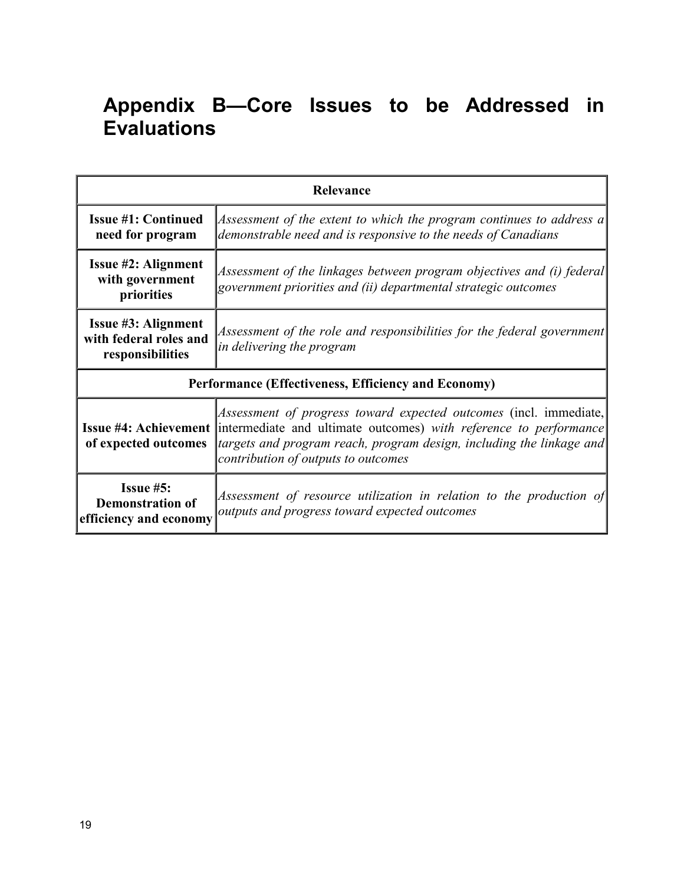# Appendix B—Core Issues to be Addressed in Evaluations

| Relevance | |
|---|---|
| **Issue #1: Continued need for program** | *Assessment of the extent to which the program continues to address a demonstrable need and is responsive to the needs of Canadians* |
| **Issue #2: Alignment with government priorities** | *Assessment of the linkages between program objectives and (i) federal government priorities and (ii) departmental strategic outcomes* |
| **Issue #3: Alignment with federal roles and responsibilities** | *Assessment of the role and responsibilities for the federal government in delivering the program* |
| **Performance (Effectiveness, Efficiency and Economy)** | |
| **Issue #4: Achievement of expected outcomes** | *Assessment of progress toward expected outcomes* (incl. immediate, intermediate and ultimate outcomes) *with reference to performance targets and program reach, program design, including the linkage and contribution of outputs to outcomes* |
| **Issue #5: Demonstration of efficiency and economy** | *Assessment of resource utilization in relation to the production of outputs and progress toward expected outcomes* |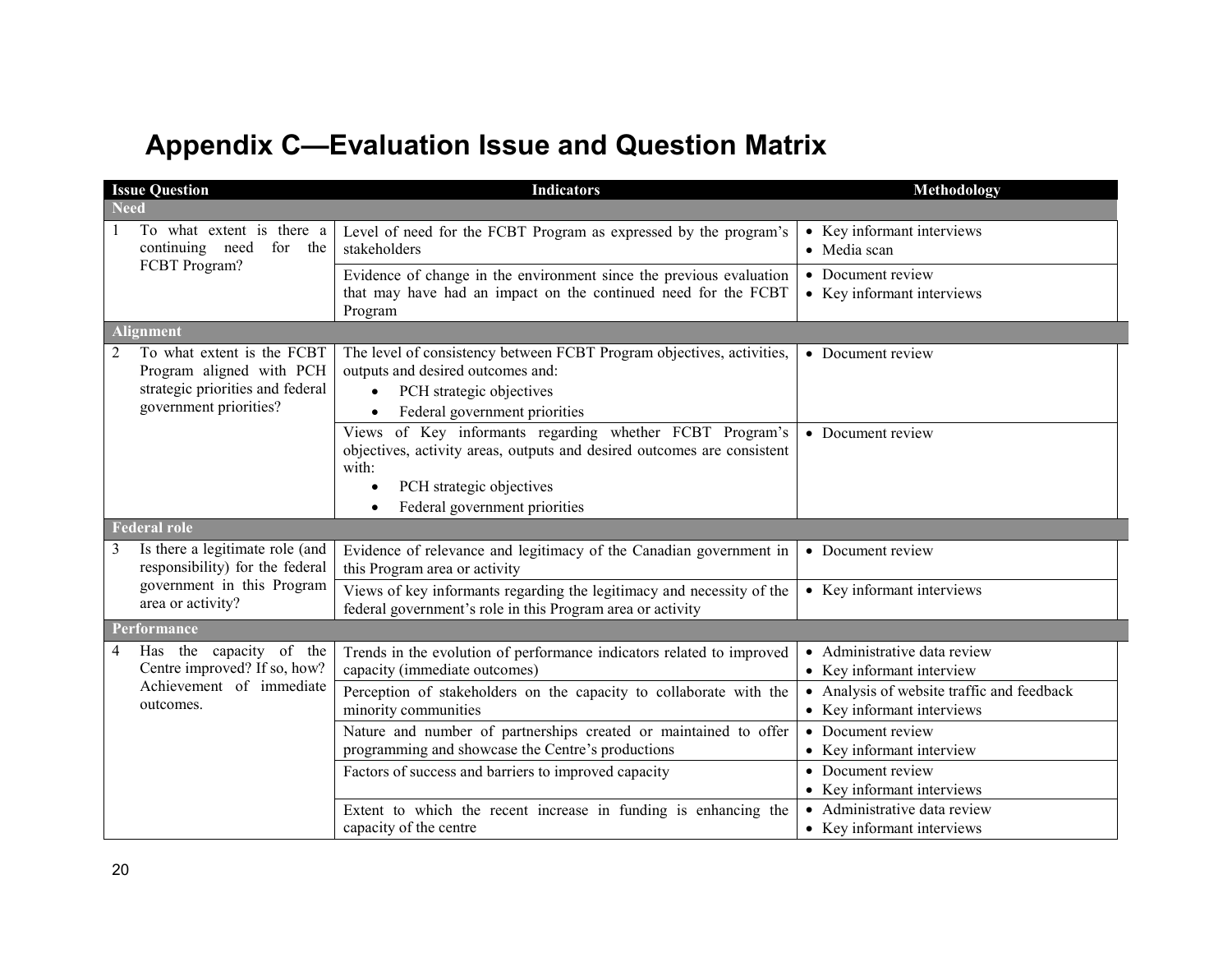# Appendix C—Evaluation Issue and Question Matrix

| Issue Question | Indicators | Methodology |
|---|---|---|
| **Need** | | |
| 1 To what extent is there a continuing need for the FCBT Program? | Level of need for the FCBT Program as expressed by the program's stakeholders | • Key informant interviews<br>• Media scan |
| | Evidence of change in the environment since the previous evaluation that may have had an impact on the continued need for the FCBT Program | • Document review<br>• Key informant interviews |
| **Alignment** | | |
| 2 To what extent is the FCBT Program aligned with PCH strategic priorities and federal government priorities? | The level of consistency between FCBT Program objectives, activities, outputs and desired outcomes and:<br>• PCH strategic objectives<br>• Federal government priorities | • Document review |
| | Views of Key informants regarding whether FCBT Program's objectives, activity areas, outputs and desired outcomes are consistent with:<br>• PCH strategic objectives<br>• Federal government priorities | • Document review |
| **Federal role** | | |
| 3 Is there a legitimate role (and responsibility) for the federal government in this Program area or activity? | Evidence of relevance and legitimacy of the Canadian government in this Program area or activity | • Document review |
| | Views of key informants regarding the legitimacy and necessity of the federal government's role in this Program area or activity | • Key informant interviews |
| **Performance** | | |
| 4 Has the capacity of the Centre improved? If so, how? Achievement of immediate outcomes. | Trends in the evolution of performance indicators related to improved capacity (immediate outcomes) | • Administrative data review<br>• Key informant interview |
| | Perception of stakeholders on the capacity to collaborate with the minority communities | • Analysis of website traffic and feedback<br>• Key informant interviews |
| | Nature and number of partnerships created or maintained to offer programming and showcase the Centre's productions | • Document review<br>• Key informant interview |
| | Factors of success and barriers to improved capacity | • Document review<br>• Key informant interviews |
| | Extent to which the recent increase in funding is enhancing the capacity of the centre | • Administrative data review<br>• Key informant interviews |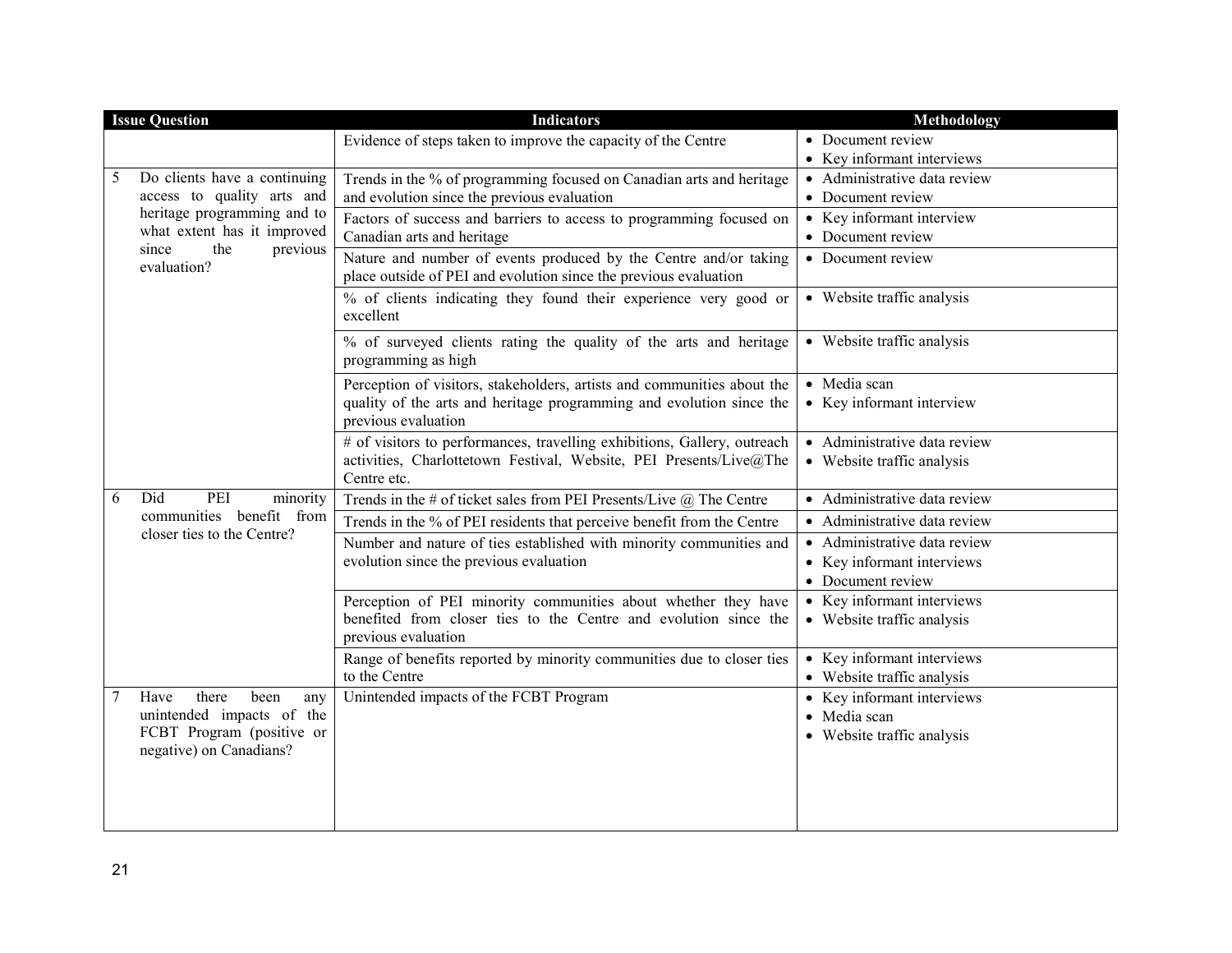| Issue Question | Indicators | Methodology |
|---|---|---|
| | Evidence of steps taken to improve the capacity of the Centre | • Document review<br>• Key informant interviews |
| 5 Do clients have a continuing access to quality arts and heritage programming and to what extent has it improved since the previous evaluation? | Trends in the % of programming focused on Canadian arts and heritage and evolution since the previous evaluation | • Administrative data review<br>• Document review |
| | Factors of success and barriers to access to programming focused on Canadian arts and heritage | • Key informant interview<br>• Document review |
| | Nature and number of events produced by the Centre and/or taking place outside of PEI and evolution since the previous evaluation | • Document review |
| | % of clients indicating they found their experience very good or excellent | • Website traffic analysis |
| | % of surveyed clients rating the quality of the arts and heritage programming as high | • Website traffic analysis |
| | Perception of visitors, stakeholders, artists and communities about the quality of the arts and heritage programming and evolution since the previous evaluation | • Media scan<br>• Key informant interview |
| | # of visitors to performances, travelling exhibitions, Gallery, outreach activities, Charlottetown Festival, Website, PEI Presents/Live@The Centre etc. | • Administrative data review<br>• Website traffic analysis |
| 6 Did PEI minority communities benefit from closer ties to the Centre? | Trends in the # of ticket sales from PEI Presents/Live @ The Centre | • Administrative data review |
| | Trends in the % of PEI residents that perceive benefit from the Centre | • Administrative data review |
| | Number and nature of ties established with minority communities and evolution since the previous evaluation | • Administrative data review<br>• Key informant interviews<br>• Document review |
| | Perception of PEI minority communities about whether they have benefited from closer ties to the Centre and evolution since the previous evaluation | • Key informant interviews<br>• Website traffic analysis |
| | Range of benefits reported by minority communities due to closer ties to the Centre | • Key informant interviews<br>• Website traffic analysis |
| 7 Have there been any unintended impacts of the FCBT Program (positive or negative) on Canadians? | Unintended impacts of the FCBT Program | • Key informant interviews<br>• Media scan<br>• Website traffic analysis |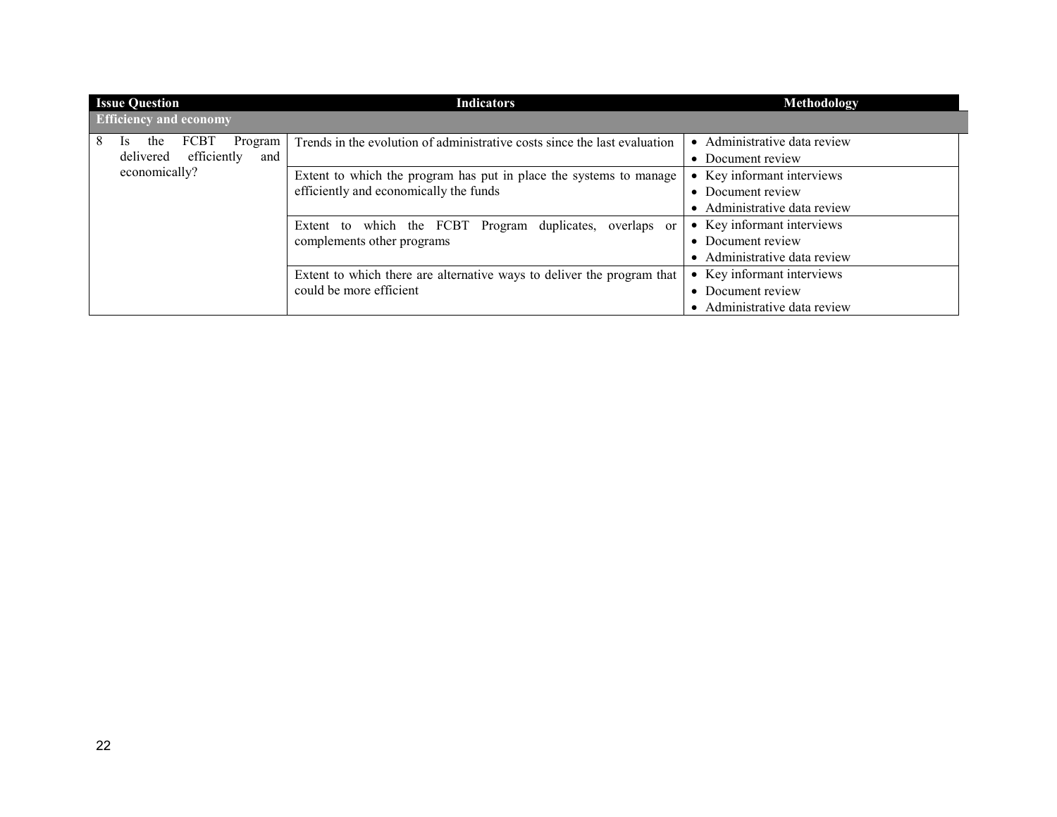| Issue Question | Indicators | Methodology |
| --- | --- | --- |
| **Efficiency and economy** | | |
| 8 Is the FCBT Program delivered efficiently and economically? | Trends in the evolution of administrative costs since the last evaluation | • Administrative data review<br>• Document review |
| | Extent to which the program has put in place the systems to manage efficiently and economically the funds | • Key informant interviews<br>• Document review<br>• Administrative data review |
| | Extent to which the FCBT Program duplicates, overlaps or complements other programs | • Key informant interviews<br>• Document review<br>• Administrative data review |
| | Extent to which there are alternative ways to deliver the program that could be more efficient | • Key informant interviews<br>• Document review<br>• Administrative data review |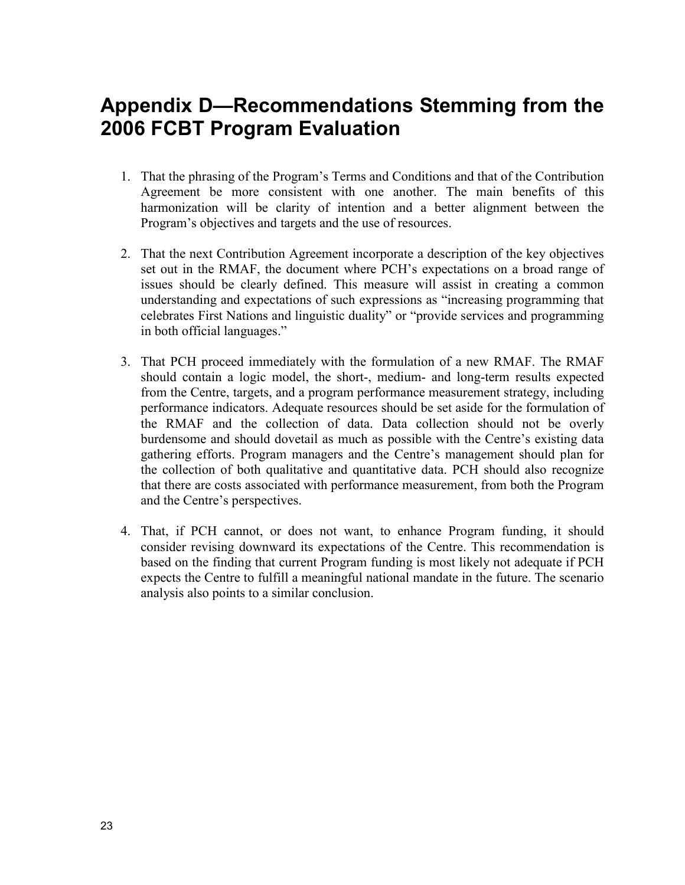# Appendix D—Recommendations Stemming from the 2006 FCBT Program Evaluation

1. That the phrasing of the Program's Terms and Conditions and that of the Contribution Agreement be more consistent with one another. The main benefits of this harmonization will be clarity of intention and a better alignment between the Program's objectives and targets and the use of resources.

2. That the next Contribution Agreement incorporate a description of the key objectives set out in the RMAF, the document where PCH's expectations on a broad range of issues should be clearly defined. This measure will assist in creating a common understanding and expectations of such expressions as "increasing programming that celebrates First Nations and linguistic duality" or "provide services and programming in both official languages."

3. That PCH proceed immediately with the formulation of a new RMAF. The RMAF should contain a logic model, the short-, medium- and long-term results expected from the Centre, targets, and a program performance measurement strategy, including performance indicators. Adequate resources should be set aside for the formulation of the RMAF and the collection of data. Data collection should not be overly burdensome and should dovetail as much as possible with the Centre's existing data gathering efforts. Program managers and the Centre's management should plan for the collection of both qualitative and quantitative data. PCH should also recognize that there are costs associated with performance measurement, from both the Program and the Centre's perspectives.

4. That, if PCH cannot, or does not want, to enhance Program funding, it should consider revising downward its expectations of the Centre. This recommendation is based on the finding that current Program funding is most likely not adequate if PCH expects the Centre to fulfill a meaningful national mandate in the future. The scenario analysis also points to a similar conclusion.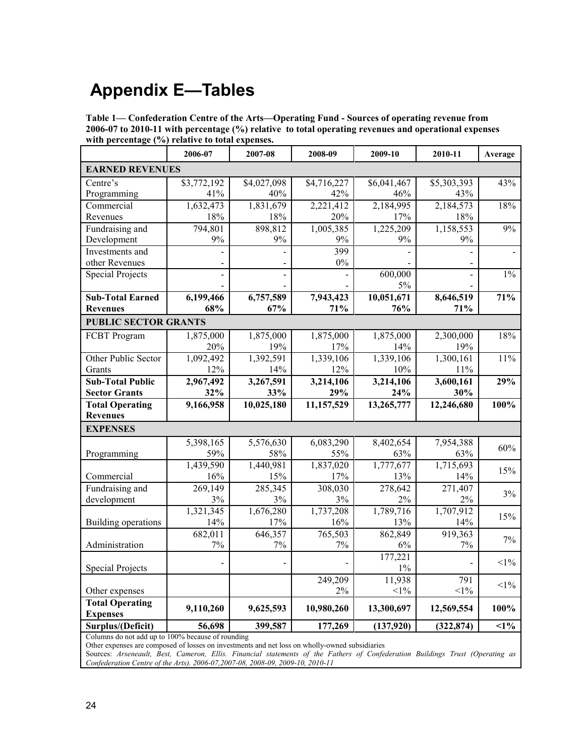# Appendix E—Tables

**Table 1— Confederation Centre of the Arts—Operating Fund - Sources of operating revenue from 2006-07 to 2010-11 with percentage (%) relative to total operating revenues and operational expenses with percentage (%) relative to total expenses.**

| | 2006-07 | 2007-08 | 2008-09 | 2009-10 | 2010-11 | Average |
|---|---|---|---|---|---|---|
| **EARNED REVENUES** | | | | | | |
| Centre's Programming | \$3,772,192<br>41% | \$4,027,098<br>40% | \$4,716,227<br>42% | \$6,041,467<br>46% | \$5,303,393<br>43% | 43% |
| Commercial Revenues | 1,632,473<br>18% | 1,831,679<br>18% | 2,221,412<br>20% | 2,184,995<br>17% | 2,184,573<br>18% | 18% |
| Fundraising and Development | 794,801<br>9% | 898,812<br>9% | 1,005,385<br>9% | 1,225,209<br>9% | 1,158,553<br>9% | 9% |
| Investments and other Revenues | -<br>- | -<br>- | 399<br>0% | -<br>- | -<br>- | - |
| Special Projects | -<br>- | -<br>- | -<br>- | 600,000<br>5% | -<br>- | 1% |
| **Sub-Total Earned Revenues** | **6,199,466<br>68%** | **6,757,589<br>67%** | **7,943,423<br>71%** | **10,051,671<br>76%** | **8,646,519<br>71%** | **71%** |
| **PUBLIC SECTOR GRANTS** | | | | | | |
| FCBT Program | 1,875,000<br>20% | 1,875,000<br>19% | 1,875,000<br>17% | 1,875,000<br>14% | 2,300,000<br>19% | 18% |
| Other Public Sector Grants | 1,092,492<br>12% | 1,392,591<br>14% | 1,339,106<br>12% | 1,339,106<br>10% | 1,300,161<br>11% | 11% |
| **Sub-Total Public Sector Grants** | **2,967,492<br>32%** | **3,267,591<br>33%** | **3,214,106<br>29%** | **3,214,106<br>24%** | **3,600,161<br>30%** | **29%** |
| **Total Operating Revenues** | **9,166,958** | **10,025,180** | **11,157,529** | **13,265,777** | **12,246,680** | **100%** |
| **EXPENSES** | | | | | | |
| Programming | 5,398,165<br>59% | 5,576,630<br>58% | 6,083,290<br>55% | 8,402,654<br>63% | 7,954,388<br>63% | 60% |
| Commercial | 1,439,590<br>16% | 1,440,981<br>15% | 1,837,020<br>17% | 1,777,677<br>13% | 1,715,693<br>14% | 15% |
| Fundraising and development | 269,149<br>3% | 285,345<br>3% | 308,030<br>3% | 278,642<br>2% | 271,407<br>2% | 3% |
| Building operations | 1,321,345<br>14% | 1,676,280<br>17% | 1,737,208<br>16% | 1,789,716<br>13% | 1,707,912<br>14% | 15% |
| Administration | 682,011<br>7% | 646,357<br>7% | 765,503<br>7% | 862,849<br>6% | 919,363<br>7% | 7% |
| Special Projects | - | - | - | 177,221<br>1% | - | <1% |
| Other expenses | | | 249,209<br>2% | 11,938<br><1% | 791<br><1% | <1% |
| **Total Operating Expenses** | **9,110,260** | **9,625,593** | **10,980,260** | **13,300,697** | **12,569,554** | **100%** |
| **Surplus/(Deficit)** | **56,698** | **399,587** | **177,269** | **(137,920)** | **(322,874)** | **<1%** |

Columns do not add up to 100% because of rounding

Other expenses are composed of losses on investments and net loss on wholly-owned subsidiaries

Sources: *Arseneault, Best, Cameron, Ellis. Financial statements of the Fathers of Confederation Buildings Trust (Operating as Confederation Centre of the Arts). 2006-07,2007-08, 2008-09, 2009-10, 2010-11*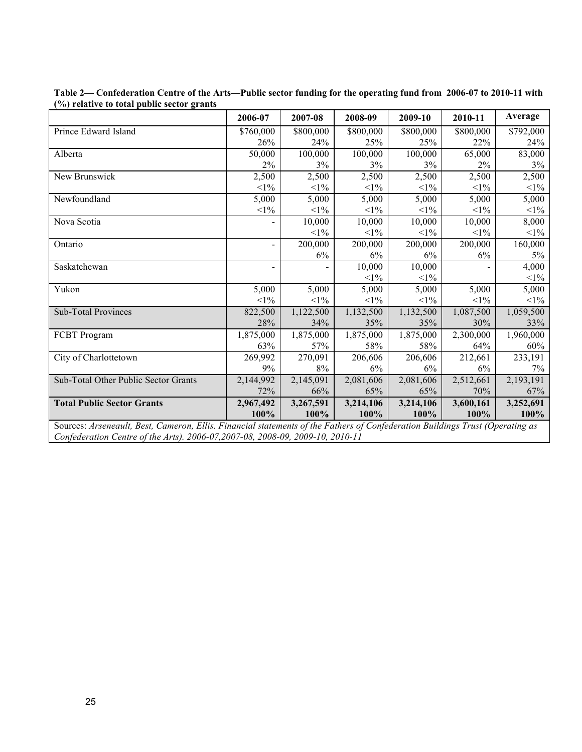**Table 2— Confederation Centre of the Arts—Public sector funding for the operating fund from 2006-07 to 2010-11 with (%) relative to total public sector grants**

| | 2006-07 | 2007-08 | 2008-09 | 2009-10 | 2010-11 | Average |
|---|---|---|---|---|---|---|
| Prince Edward Island | $760,000<br>26% | $800,000<br>24% | $800,000<br>25% | $800,000<br>25% | $800,000<br>22% | $792,000<br>24% |
| Alberta | 50,000<br>2% | 100,000<br>3% | 100,000<br>3% | 100,000<br>3% | 65,000<br>2% | 83,000<br>3% |
| New Brunswick | 2,500<br><1% | 2,500<br><1% | 2,500<br><1% | 2,500<br><1% | 2,500<br><1% | 2,500<br><1% |
| Newfoundland | 5,000<br><1% | 5,000<br><1% | 5,000<br><1% | 5,000<br><1% | 5,000<br><1% | 5,000<br><1% |
| Nova Scotia | - | 10,000<br><1% | 10,000<br><1% | 10,000<br><1% | 10,000<br><1% | 8,000<br><1% |
| Ontario | - | 200,000<br>6% | 200,000<br>6% | 200,000<br>6% | 200,000<br>6% | 160,000<br>5% |
| Saskatchewan | - | - | 10,000<br><1% | 10,000<br><1% | - | 4,000<br><1% |
| Yukon | 5,000<br><1% | 5,000<br><1% | 5,000<br><1% | 5,000<br><1% | 5,000<br><1% | 5,000<br><1% |
| Sub-Total Provinces | 822,500<br>28% | 1,122,500<br>34% | 1,132,500<br>35% | 1,132,500<br>35% | 1,087,500<br>30% | 1,059,500<br>33% |
| FCBT Program | 1,875,000<br>63% | 1,875,000<br>57% | 1,875,000<br>58% | 1,875,000<br>58% | 2,300,000<br>64% | 1,960,000<br>60% |
| City of Charlottetown | 269,992<br>9% | 270,091<br>8% | 206,606<br>6% | 206,606<br>6% | 212,661<br>6% | 233,191<br>7% |
| Sub-Total Other Public Sector Grants | 2,144,992<br>72% | 2,145,091<br>66% | 2,081,606<br>65% | 2,081,606<br>65% | 2,512,661<br>70% | 2,193,191<br>67% |
| **Total Public Sector Grants** | **2,967,492<br>100%** | **3,267,591<br>100%** | **3,214,106<br>100%** | **3,214,106<br>100%** | **3,600,161<br>100%** | **3,252,691<br>100%** |

Sources: *Arseneault, Best, Cameron, Ellis. Financial statements of the Fathers of Confederation Buildings Trust (Operating as Confederation Centre of the Arts). 2006-07,2007-08, 2008-09, 2009-10, 2010-11*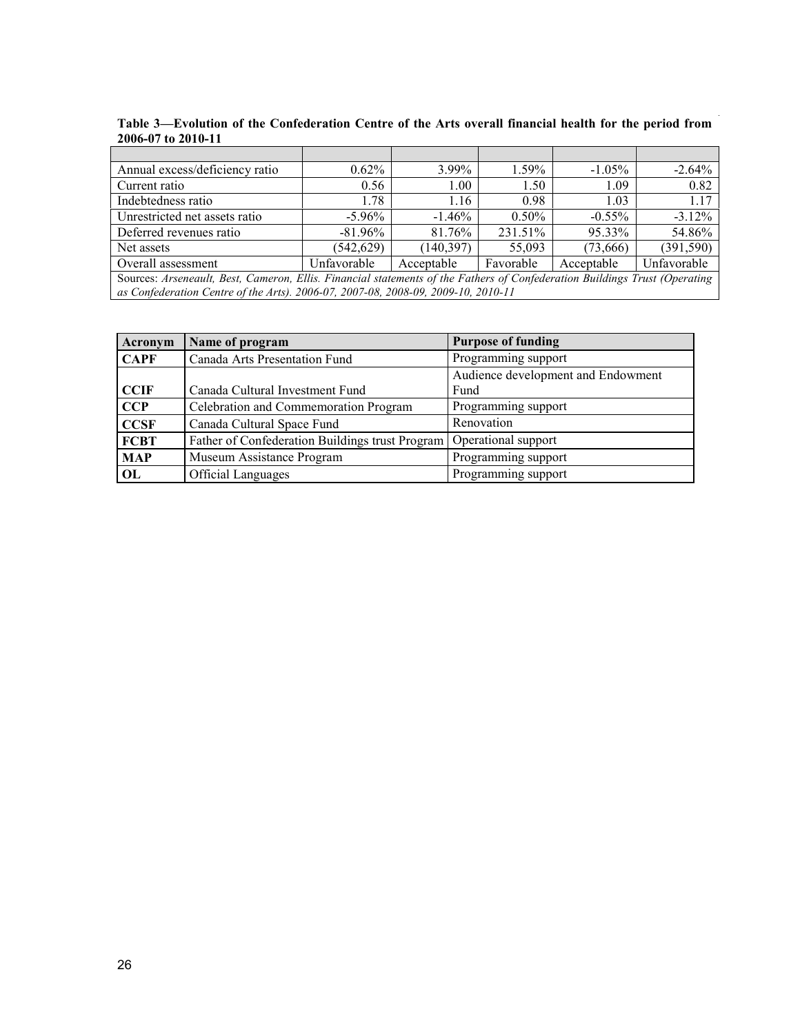**Table 3—Evolution of the Confederation Centre of the Arts overall financial health for the period from 2006-07 to 2010-11**

| | | | | | |
|---|---|---|---|---|---|
| Annual excess/deficiency ratio | 0.62% | 3.99% | 1.59% | -1.05% | -2.64% |
| Current ratio | 0.56 | 1.00 | 1.50 | 1.09 | 0.82 |
| Indebtedness ratio | 1.78 | 1.16 | 0.98 | 1.03 | 1.17 |
| Unrestricted net assets ratio | -5.96% | -1.46% | 0.50% | -0.55% | -3.12% |
| Deferred revenues ratio | -81.96% | 81.76% | 231.51% | 95.33% | 54.86% |
| Net assets | (542,629) | (140,397) | 55,093 | (73,666) | (391,590) |
| Overall assessment | Unfavorable | Acceptable | Favorable | Acceptable | Unfavorable |

Sources: *Arseneault, Best, Cameron, Ellis. Financial statements of the Fathers of Confederation Buildings Trust (Operating as Confederation Centre of the Arts). 2006-07, 2007-08, 2008-09, 2009-10, 2010-11*

| Acronym | Name of program | Purpose of funding |
|---|---|---|
| **CAPF** | Canada Arts Presentation Fund | Programming support |
| **CCIF** | Canada Cultural Investment Fund | Audience development and Endowment Fund |
| **CCP** | Celebration and Commemoration Program | Programming support |
| **CCSF** | Canada Cultural Space Fund | Renovation |
| **FCBT** | Father of Confederation Buildings trust Program | Operational support |
| **MAP** | Museum Assistance Program | Programming support |
| **OL** | Official Languages | Programming support |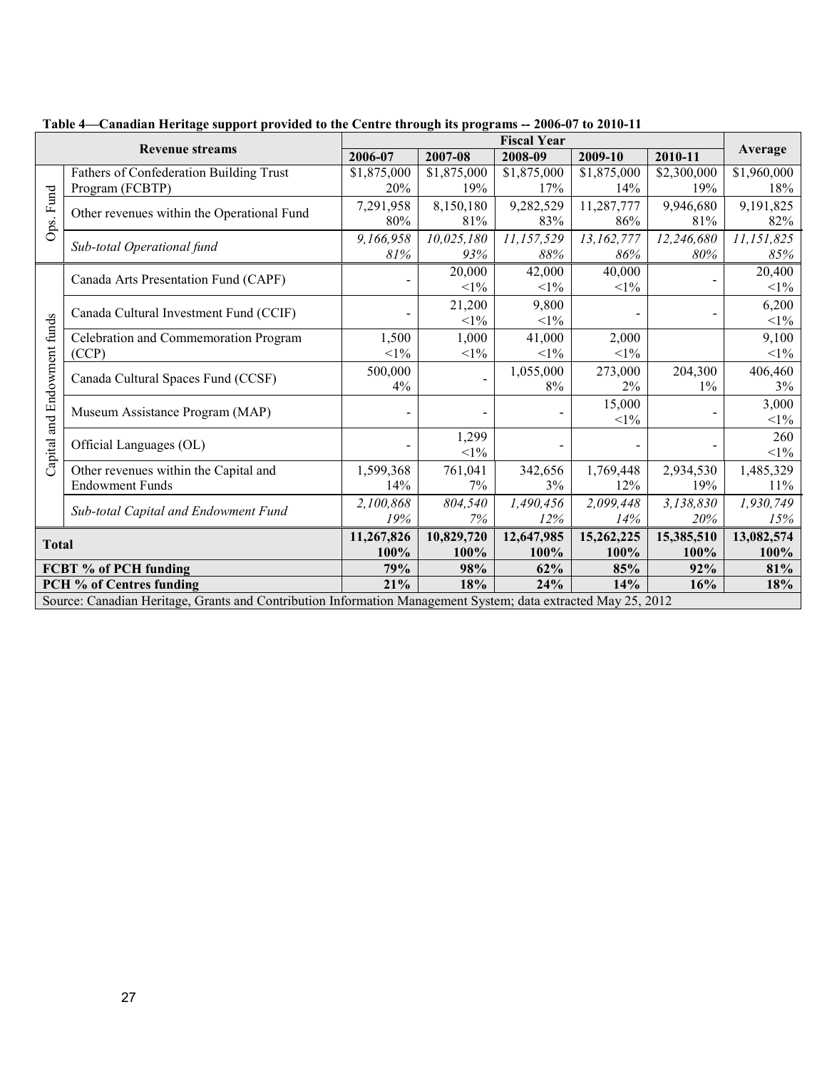**Table 4—Canadian Heritage support provided to the Centre through its programs -- 2006-07 to 2010-11**

| Revenue streams | | Fiscal Year | | | | | Average |
|---|---|---|---|---|---|---|---|
| | | 2006-07 | 2007-08 | 2008-09 | 2009-10 | 2010-11 | |
| Ops. Fund | Fathers of Confederation Building Trust Program (FCBTP) | $1,875,000 20% | $1,875,000 19% | $1,875,000 17% | $1,875,000 14% | $2,300,000 19% | $1,960,000 18% |
| | Other revenues within the Operational Fund | 7,291,958 80% | 8,150,180 81% | 9,282,529 83% | 11,287,777 86% | 9,946,680 81% | 9,191,825 82% |
| | *Sub-total Operational fund* | *9,166,958 81%* | *10,025,180 93%* | *11,157,529 88%* | *13,162,777 86%* | *12,246,680 80%* | *11,151,825 85%* |
| Capital and Endowment funds | Canada Arts Presentation Fund (CAPF) | - | 20,000 <1% | 42,000 <1% | 40,000 <1% | - | 20,400 <1% |
| | Canada Cultural Investment Fund (CCIF) | - | 21,200 <1% | 9,800 <1% | - | - | 6,200 <1% |
| | Celebration and Commemoration Program (CCP) | 1,500 <1% | 1,000 <1% | 41,000 <1% | 2,000 <1% | | 9,100 <1% |
| | Canada Cultural Spaces Fund (CCSF) | 500,000 4% | - | 1,055,000 8% | 273,000 2% | 204,300 1% | 406,460 3% |
| | Museum Assistance Program (MAP) | - | - | - | 15,000 <1% | - | 3,000 <1% |
| | Official Languages (OL) | - | 1,299 <1% | - | - | - | 260 <1% |
| | Other revenues within the Capital and Endowment Funds | 1,599,368 14% | 761,041 7% | 342,656 3% | 1,769,448 12% | 2,934,530 19% | 1,485,329 11% |
| | *Sub-total Capital and Endowment Fund* | *2,100,868 19%* | *804,540 7%* | *1,490,456 12%* | *2,099,448 14%* | *3,138,830 20%* | *1,930,749 15%* |
| **Total** | | **11,267,826 100%** | **10,829,720 100%** | **12,647,985 100%** | **15,262,225 100%** | **15,385,510 100%** | **13,082,574 100%** |
| **FCBT % of PCH funding** | | **79%** | **98%** | **62%** | **85%** | **92%** | **81%** |
| **PCH % of Centres funding** | | **21%** | **18%** | **24%** | **14%** | **16%** | **18%** |

Source: Canadian Heritage, Grants and Contribution Information Management System; data extracted May 25, 2012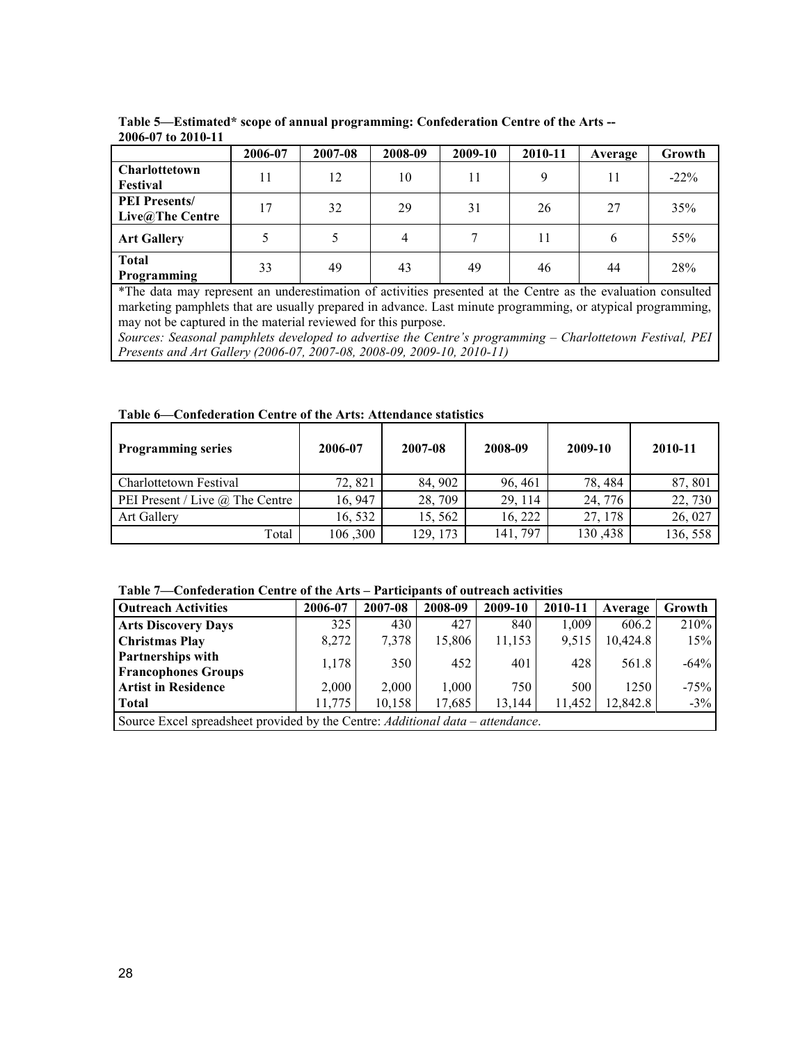**Table 5—Estimated* scope of annual programming: Confederation Centre of the Arts -- 2006-07 to 2010-11**

| | 2006-07 | 2007-08 | 2008-09 | 2009-10 | 2010-11 | Average | Growth |
|---|---|---|---|---|---|---|---|
| **Charlottetown Festival** | 11 | 12 | 10 | 11 | 9 | 11 | -22% |
| **PEI Presents/ Live@The Centre** | 17 | 32 | 29 | 31 | 26 | 27 | 35% |
| **Art Gallery** | 5 | 5 | 4 | 7 | 11 | 6 | 55% |
| **Total Programming** | 33 | 49 | 43 | 49 | 46 | 44 | 28% |

*The data may represent an underestimation of activities presented at the Centre as the evaluation consulted marketing pamphlets that are usually prepared in advance. Last minute programming, or atypical programming, may not be captured in the material reviewed for this purpose.

*Sources: Seasonal pamphlets developed to advertise the Centre's programming – Charlottetown Festival, PEI Presents and Art Gallery (2006-07, 2007-08, 2008-09, 2009-10, 2010-11)*

**Table 6—Confederation Centre of the Arts: Attendance statistics**

| **Programming series** | **2006-07** | **2007-08** | **2008-09** | **2009-10** | **2010-11** |
|---|---|---|---|---|---|
| Charlottetown Festival | 72, 821 | 84, 902 | 96, 461 | 78, 484 | 87, 801 |
| PEI Present / Live @ The Centre | 16, 947 | 28, 709 | 29, 114 | 24, 776 | 22, 730 |
| Art Gallery | 16, 532 | 15, 562 | 16, 222 | 27, 178 | 26, 027 |
| Total | 106 ,300 | 129, 173 | 141, 797 | 130 ,438 | 136, 558 |

**Table 7—Confederation Centre of the Arts – Participants of outreach activities**

| Outreach Activities | 2006-07 | 2007-08 | 2008-09 | 2009-10 | 2010-11 | Average | Growth |
|---|---|---|---|---|---|---|---|
| **Arts Discovery Days** | 325 | 430 | 427 | 840 | 1,009 | 606.2 | 210% |
| **Christmas Play** | 8,272 | 7,378 | 15,806 | 11,153 | 9,515 | 10,424.8 | 15% |
| **Partnerships with Francophones Groups** | 1,178 | 350 | 452 | 401 | 428 | 561.8 | -64% |
| **Artist in Residence** | 2,000 | 2,000 | 1,000 | 750 | 500 | 1250 | -75% |
| **Total** | 11,775 | 10,158 | 17,685 | 13,144 | 11,452 | 12,842.8 | -3% |

Source Excel spreadsheet provided by the Centre: *Additional data – attendance*.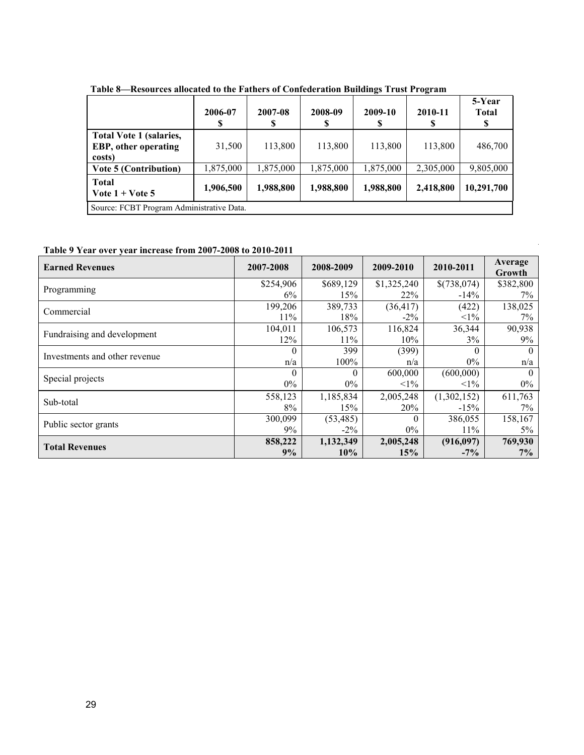**Table 8—Resources allocated to the Fathers of Confederation Buildings Trust Program**

| | 2006-07 $ | 2007-08 $ | 2008-09 $ | 2009-10 $ | 2010-11 $ | 5-Year Total $ |
|---|---|---|---|---|---|---|
| **Total Vote 1 (salaries, EBP, other operating costs)** | 31,500 | 113,800 | 113,800 | 113,800 | 113,800 | 486,700 |
| **Vote 5 (Contribution)** | 1,875,000 | 1,875,000 | 1,875,000 | 1,875,000 | 2,305,000 | 9,805,000 |
| **Total Vote 1 + Vote 5** | **1,906,500** | **1,988,800** | **1,988,800** | **1,988,800** | **2,418,800** | **10,291,700** |
| Source: FCBT Program Administrative Data. | | | | | | |

**Table 9 Year over year increase from 2007-2008 to 2010-2011**

| **Earned Revenues** | **2007-2008** | **2008-2009** | **2009-2010** | **2010-2011** | **Average Growth** |
|---|---|---|---|---|---|
| Programming | $254,906<br>6% | $689,129<br>15% | $1,325,240<br>22% | $(738,074)<br>-14% | $382,800<br>7% |
| Commercial | 199,206<br>11% | 389,733<br>18% | (36,417)<br>-2% | (422)<br><1% | 138,025<br>7% |
| Fundraising and development | 104,011<br>12% | 106,573<br>11% | 116,824<br>10% | 36,344<br>3% | 90,938<br>9% |
| Investments and other revenue | 0<br>n/a | 399<br>100% | (399)<br>n/a | 0<br>0% | 0<br>n/a |
| Special projects | 0<br>0% | 0<br>0% | 600,000<br><1% | (600,000)<br><1% | 0<br>0% |
| Sub-total | 558,123<br>8% | 1,185,834<br>15% | 2,005,248<br>20% | (1,302,152)<br>-15% | 611,763<br>7% |
| Public sector grants | 300,099<br>9% | (53,485)<br>-2% | 0<br>0% | 386,055<br>11% | 158,167<br>5% |
| **Total Revenues** | **858,222<br>9%** | **1,132,349<br>10%** | **2,005,248<br>15%** | **(916,097)<br>-7%** | **769,930<br>7%** |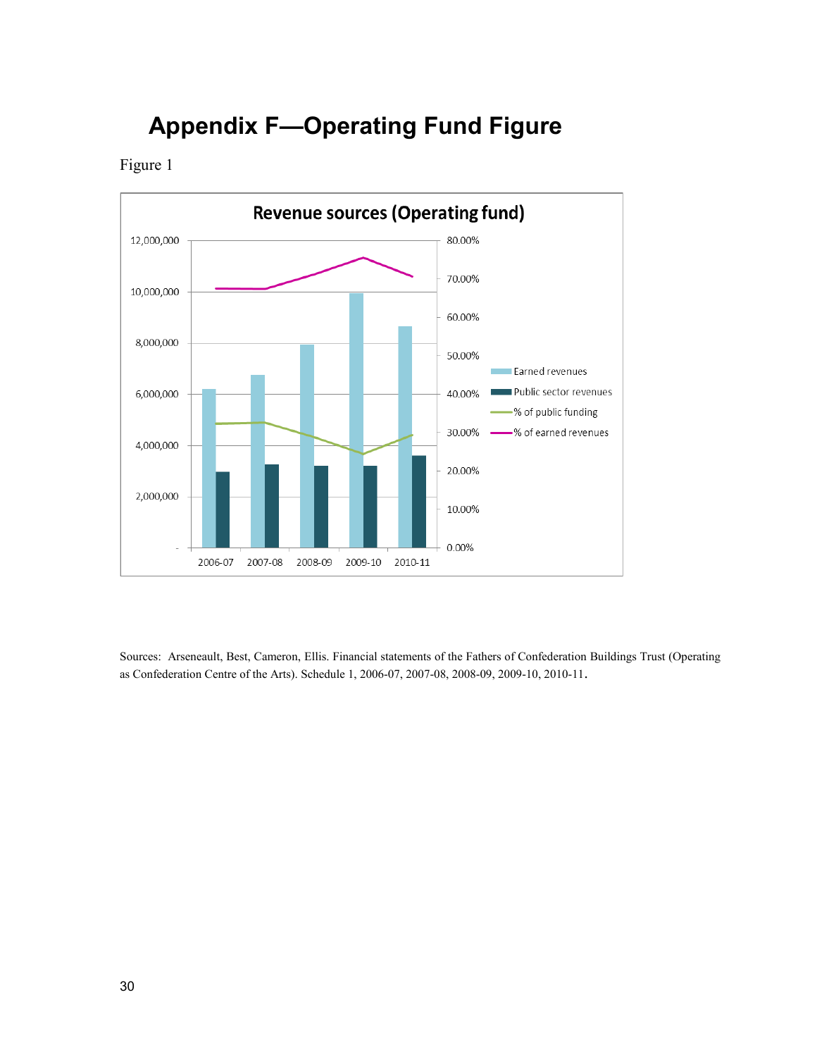# Appendix F—Operating Fund Figure

Figure 1

Revenue sources (Operating fund)

12,000,000
10,000,000
8,000,000
6,000,000
4,000,000
2,000,000
-

80.00%
70.00%
60.00%
50.00%
40.00%
30.00%
20.00%
10.00%
0.00%

2006-07 2007-08 2008-09 2009-10 2010-11

Earned revenues
Public sector revenues
% of public funding
% of earned revenues

Sources: Arseneault, Best, Cameron, Ellis. Financial statements of the Fathers of Confederation Buildings Trust (Operating as Confederation Centre of the Arts). Schedule 1, 2006-07, 2007-08, 2008-09, 2009-10, 2010-11.